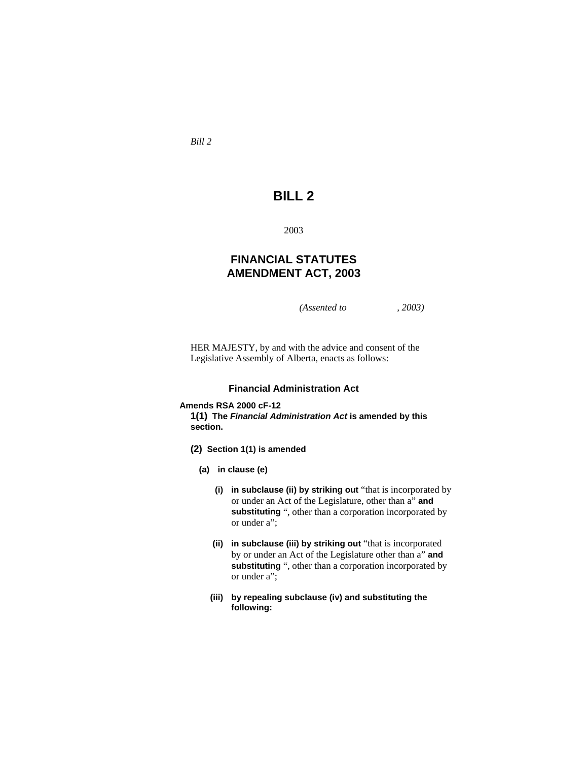*Bill 2*

# BILL 2

2003

## FINANCIAL STATUTES AMENDMENT ACT, 2003

*(Assented to , 2003)*

HER MAJESTY, by and with the advice and consent of the Legislative Assembly of Alberta, enacts as follows:

### Financial Administration Act

**Amends RSA 2000 cF-12**

**1(1) The *Financial Administration Act* is amended by this section.**

**(2) Section 1(1) is amended**

**(a) in clause (e)**

**(i) in subclause (ii) by striking out** "that is incorporated by or under an Act of the Legislature, other than a" **and substituting** ", other than a corporation incorporated by or under a";

**(ii) in subclause (iii) by striking out** "that is incorporated by or under an Act of the Legislature other than a" **and substituting** ", other than a corporation incorporated by or under a";

**(iii) by repealing subclause (iv) and substituting the following:**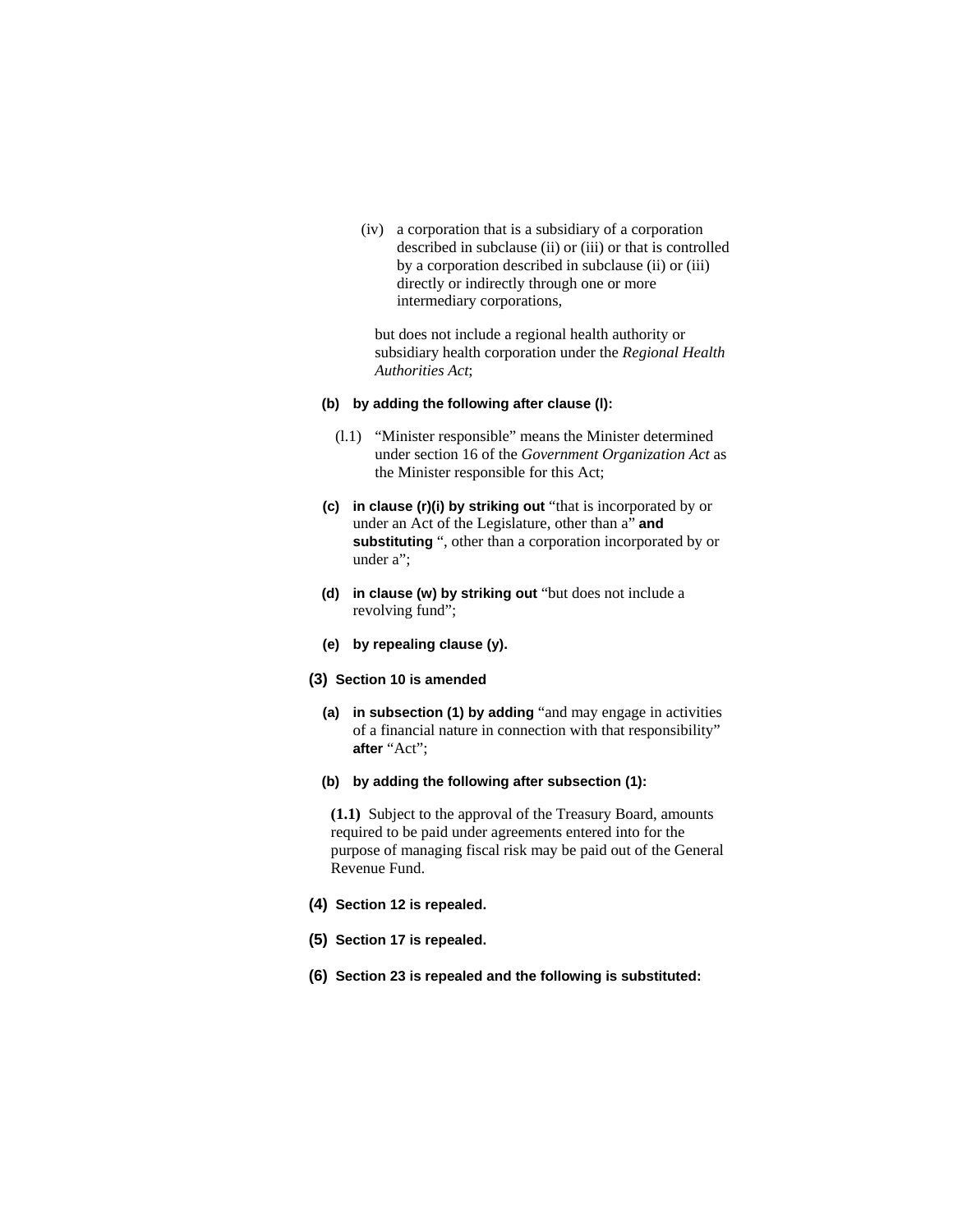(iv) a corporation that is a subsidiary of a corporation described in subclause (ii) or (iii) or that is controlled by a corporation described in subclause (ii) or (iii) directly or indirectly through one or more intermediary corporations,

but does not include a regional health authority or subsidiary health corporation under the *Regional Health Authorities Act*;

**(b) by adding the following after clause (l):**

(l.1) "Minister responsible" means the Minister determined under section 16 of the *Government Organization Act* as the Minister responsible for this Act;

**(c) in clause (r)(i) by striking out** "that is incorporated by or under an Act of the Legislature, other than a" **and substituting** ", other than a corporation incorporated by or under a";

**(d) in clause (w) by striking out** "but does not include a revolving fund";

**(e) by repealing clause (y).**

**(3) Section 10 is amended**

**(a) in subsection (1) by adding** "and may engage in activities of a financial nature in connection with that responsibility" **after** "Act";

**(b) by adding the following after subsection (1):**

**(1.1)** Subject to the approval of the Treasury Board, amounts required to be paid under agreements entered into for the purpose of managing fiscal risk may be paid out of the General Revenue Fund.

**(4) Section 12 is repealed.**

**(5) Section 17 is repealed.**

**(6) Section 23 is repealed and the following is substituted:**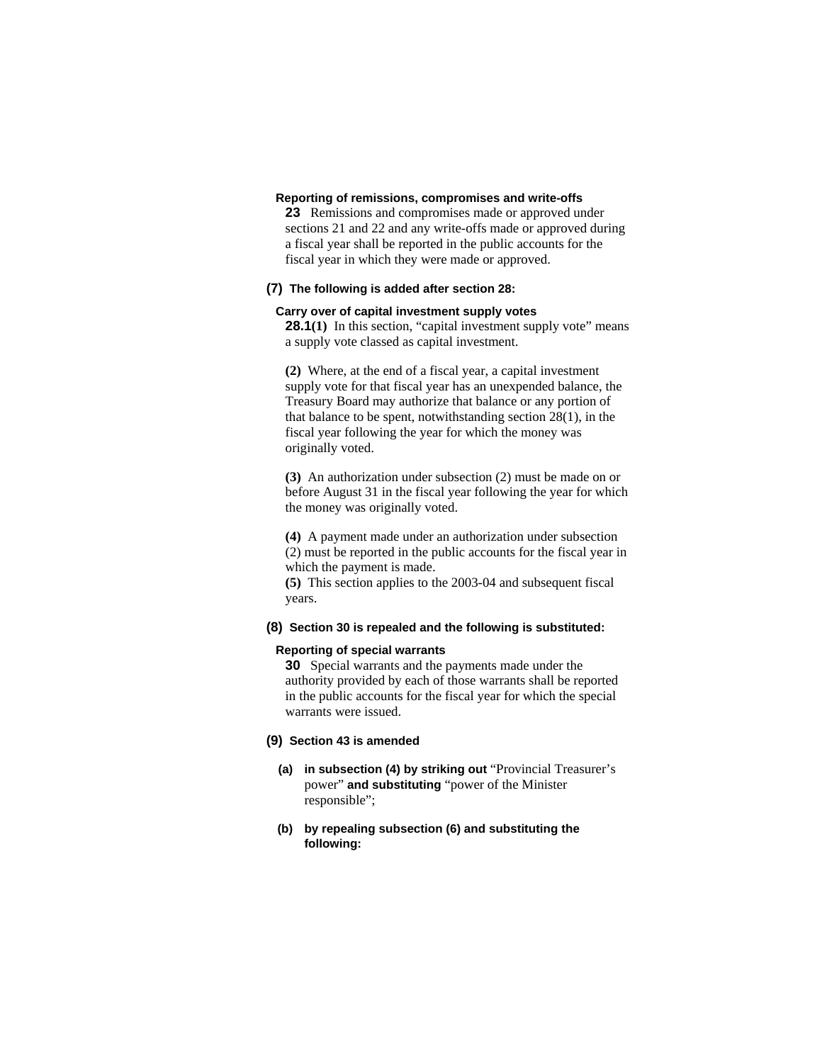**Reporting of remissions, compromises and write-offs**

**23** Remissions and compromises made or approved under sections 21 and 22 and any write-offs made or approved during a fiscal year shall be reported in the public accounts for the fiscal year in which they were made or approved.

**(7) The following is added after section 28:**

**Carry over of capital investment supply votes**

**28.1(1)** In this section, "capital investment supply vote" means a supply vote classed as capital investment.

**(2)** Where, at the end of a fiscal year, a capital investment supply vote for that fiscal year has an unexpended balance, the Treasury Board may authorize that balance or any portion of that balance to be spent, notwithstanding section 28(1), in the fiscal year following the year for which the money was originally voted.

**(3)** An authorization under subsection (2) must be made on or before August 31 in the fiscal year following the year for which the money was originally voted.

**(4)** A payment made under an authorization under subsection (2) must be reported in the public accounts for the fiscal year in which the payment is made.

**(5)** This section applies to the 2003-04 and subsequent fiscal years.

**(8) Section 30 is repealed and the following is substituted:**

**Reporting of special warrants**

**30** Special warrants and the payments made under the authority provided by each of those warrants shall be reported in the public accounts for the fiscal year for which the special warrants were issued.

**(9) Section 43 is amended**

**(a) in subsection (4) by striking out** "Provincial Treasurer's power" **and substituting** "power of the Minister responsible";

**(b) by repealing subsection (6) and substituting the following:**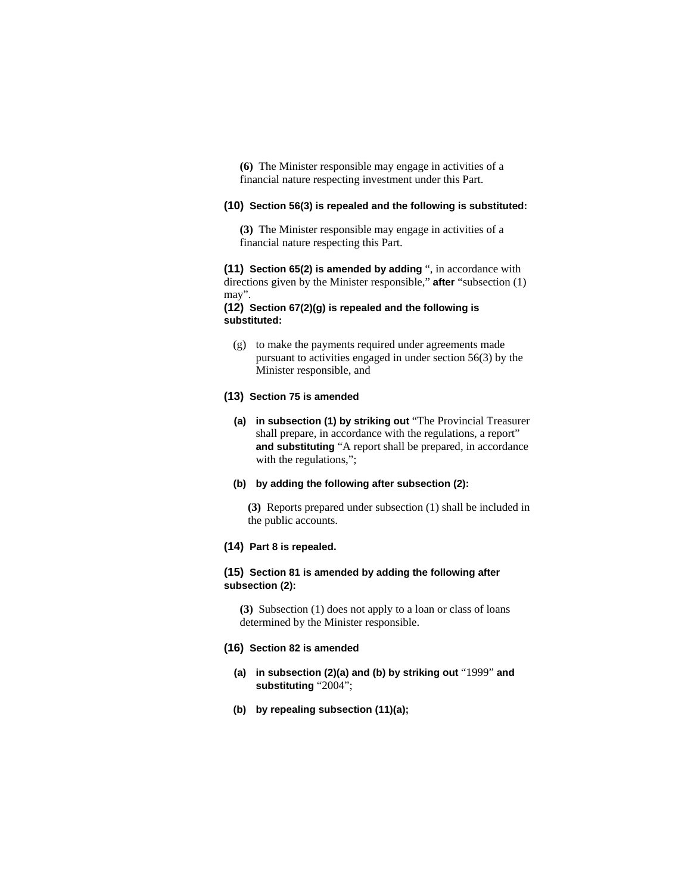**(6)** The Minister responsible may engage in activities of a financial nature respecting investment under this Part.

**(10) Section 56(3) is repealed and the following is substituted:**

**(3)** The Minister responsible may engage in activities of a financial nature respecting this Part.

**(11) Section 65(2) is amended by adding** ", in accordance with directions given by the Minister responsible," **after** "subsection (1) may".

**(12) Section 67(2)(g) is repealed and the following is substituted:**

(g) to make the payments required under agreements made pursuant to activities engaged in under section 56(3) by the Minister responsible, and

**(13) Section 75 is amended**

**(a) in subsection (1) by striking out** "The Provincial Treasurer shall prepare, in accordance with the regulations, a report" **and substituting** "A report shall be prepared, in accordance with the regulations,";

**(b) by adding the following after subsection (2):**

**(3)** Reports prepared under subsection (1) shall be included in the public accounts.

**(14) Part 8 is repealed.**

**(15) Section 81 is amended by adding the following after subsection (2):**

**(3)** Subsection (1) does not apply to a loan or class of loans determined by the Minister responsible.

**(16) Section 82 is amended**

**(a) in subsection (2)(a) and (b) by striking out** "1999" **and substituting** "2004";

**(b) by repealing subsection (11)(a);**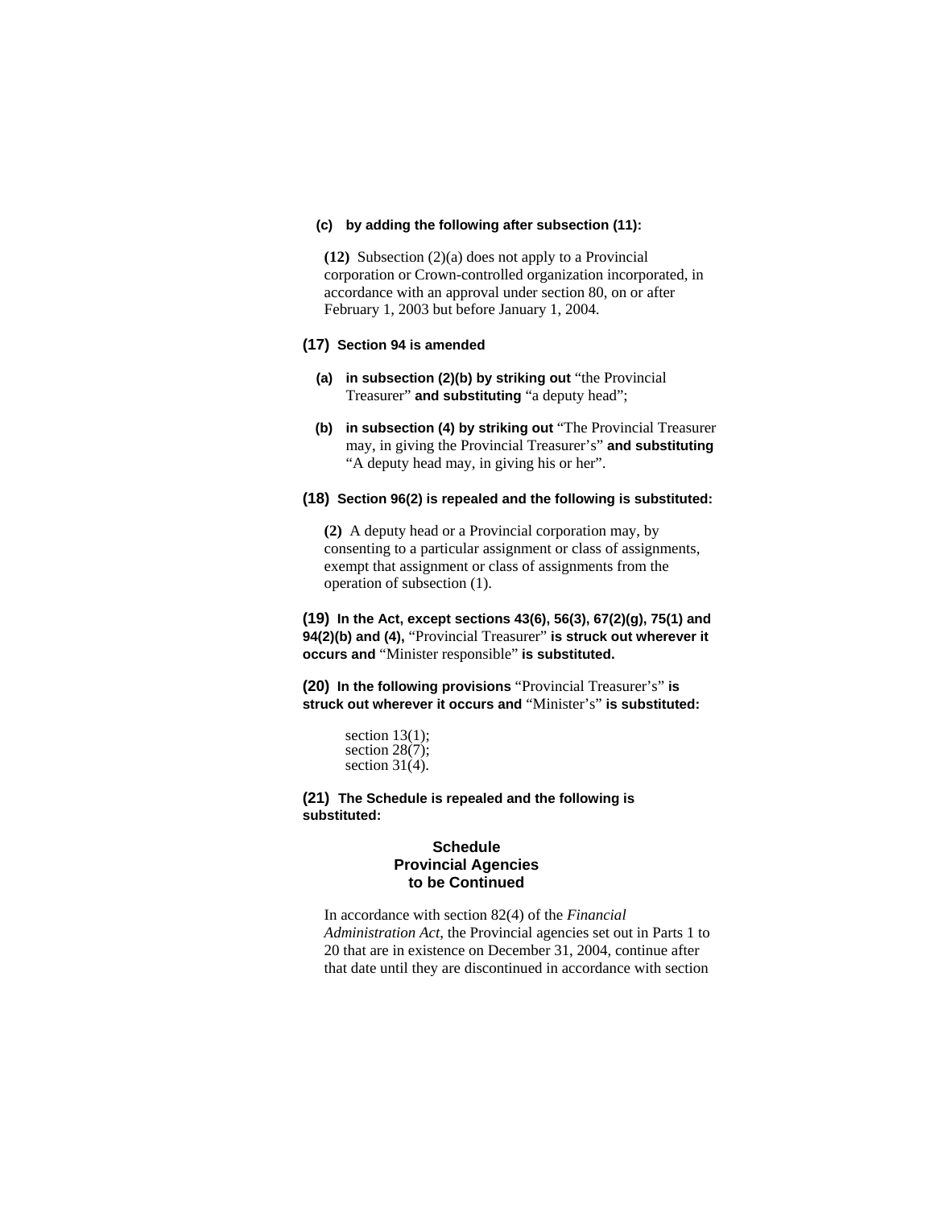**(c) by adding the following after subsection (11):**

> **(12)** Subsection (2)(a) does not apply to a Provincial corporation or Crown-controlled organization incorporated, in accordance with an approval under section 80, on or after February 1, 2003 but before January 1, 2004.

**(17) Section 94 is amended**

**(a) in subsection (2)(b) by striking out** "the Provincial Treasurer" **and substituting** "a deputy head";

**(b) in subsection (4) by striking out** "The Provincial Treasurer may, in giving the Provincial Treasurer's" **and substituting** "A deputy head may, in giving his or her".

**(18) Section 96(2) is repealed and the following is substituted:**

> **(2)** A deputy head or a Provincial corporation may, by consenting to a particular assignment or class of assignments, exempt that assignment or class of assignments from the operation of subsection (1).

**(19) In the Act, except sections 43(6), 56(3), 67(2)(g), 75(1) and 94(2)(b) and (4),** "Provincial Treasurer" **is struck out wherever it occurs and** "Minister responsible" **is substituted.**

**(20) In the following provisions** "Provincial Treasurer's" **is struck out wherever it occurs and** "Minister's" **is substituted:**

section 13(1);
section 28(7);
section 31(4).

**(21) The Schedule is repealed and the following is substituted:**

## Schedule
## Provincial Agencies
## to be Continued

In accordance with section 82(4) of the *Financial Administration Act*, the Provincial agencies set out in Parts 1 to 20 that are in existence on December 31, 2004, continue after that date until they are discontinued in accordance with section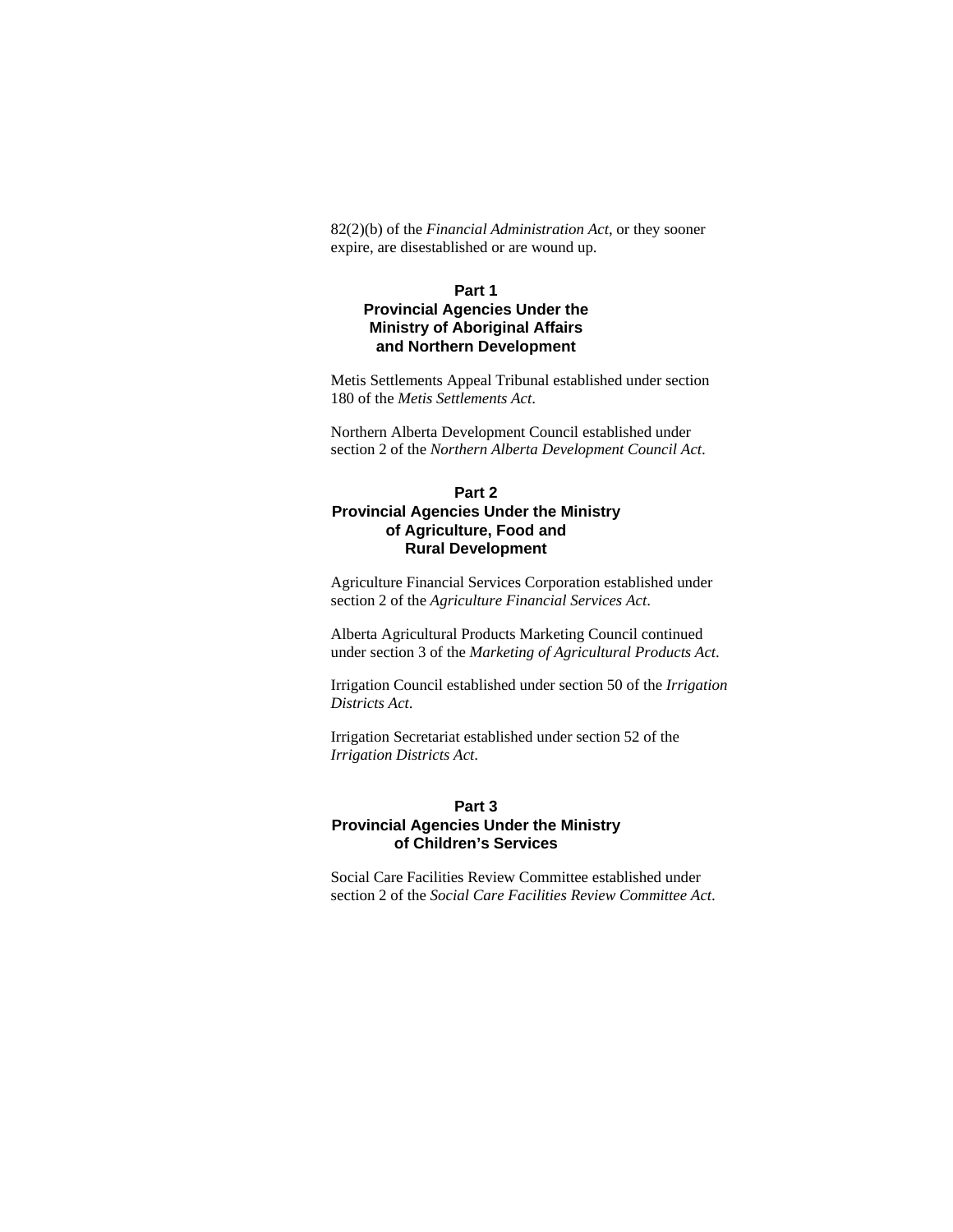82(2)(b) of the *Financial Administration Act*, or they sooner expire, are disestablished or are wound up.

## Part 1
## Provincial Agencies Under the Ministry of Aboriginal Affairs and Northern Development

Metis Settlements Appeal Tribunal established under section 180 of the *Metis Settlements Act*.

Northern Alberta Development Council established under section 2 of the *Northern Alberta Development Council Act*.

## Part 2
## Provincial Agencies Under the Ministry of Agriculture, Food and Rural Development

Agriculture Financial Services Corporation established under section 2 of the *Agriculture Financial Services Act*.

Alberta Agricultural Products Marketing Council continued under section 3 of the *Marketing of Agricultural Products Act*.

Irrigation Council established under section 50 of the *Irrigation Districts Act*.

Irrigation Secretariat established under section 52 of the *Irrigation Districts Act*.

## Part 3
## Provincial Agencies Under the Ministry of Children's Services

Social Care Facilities Review Committee established under section 2 of the *Social Care Facilities Review Committee Act*.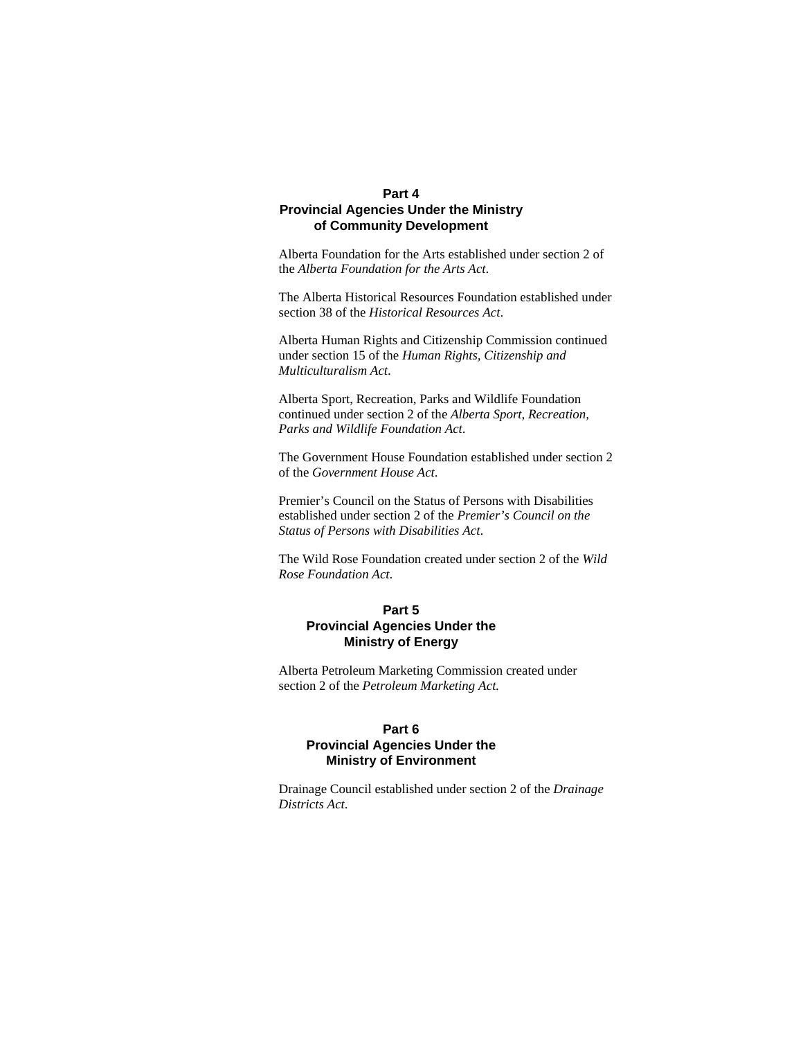## Part 4
## Provincial Agencies Under the Ministry of Community Development

Alberta Foundation for the Arts established under section 2 of the *Alberta Foundation for the Arts Act*.

The Alberta Historical Resources Foundation established under section 38 of the *Historical Resources Act*.

Alberta Human Rights and Citizenship Commission continued under section 15 of the *Human Rights, Citizenship and Multiculturalism Act*.

Alberta Sport, Recreation, Parks and Wildlife Foundation continued under section 2 of the *Alberta Sport, Recreation, Parks and Wildlife Foundation Act*.

The Government House Foundation established under section 2 of the *Government House Act*.

Premier's Council on the Status of Persons with Disabilities established under section 2 of the *Premier's Council on the Status of Persons with Disabilities Act*.

The Wild Rose Foundation created under section 2 of the *Wild Rose Foundation Act*.

## Part 5
## Provincial Agencies Under the Ministry of Energy

Alberta Petroleum Marketing Commission created under section 2 of the *Petroleum Marketing Act.*

## Part 6
## Provincial Agencies Under the Ministry of Environment

Drainage Council established under section 2 of the *Drainage Districts Act*.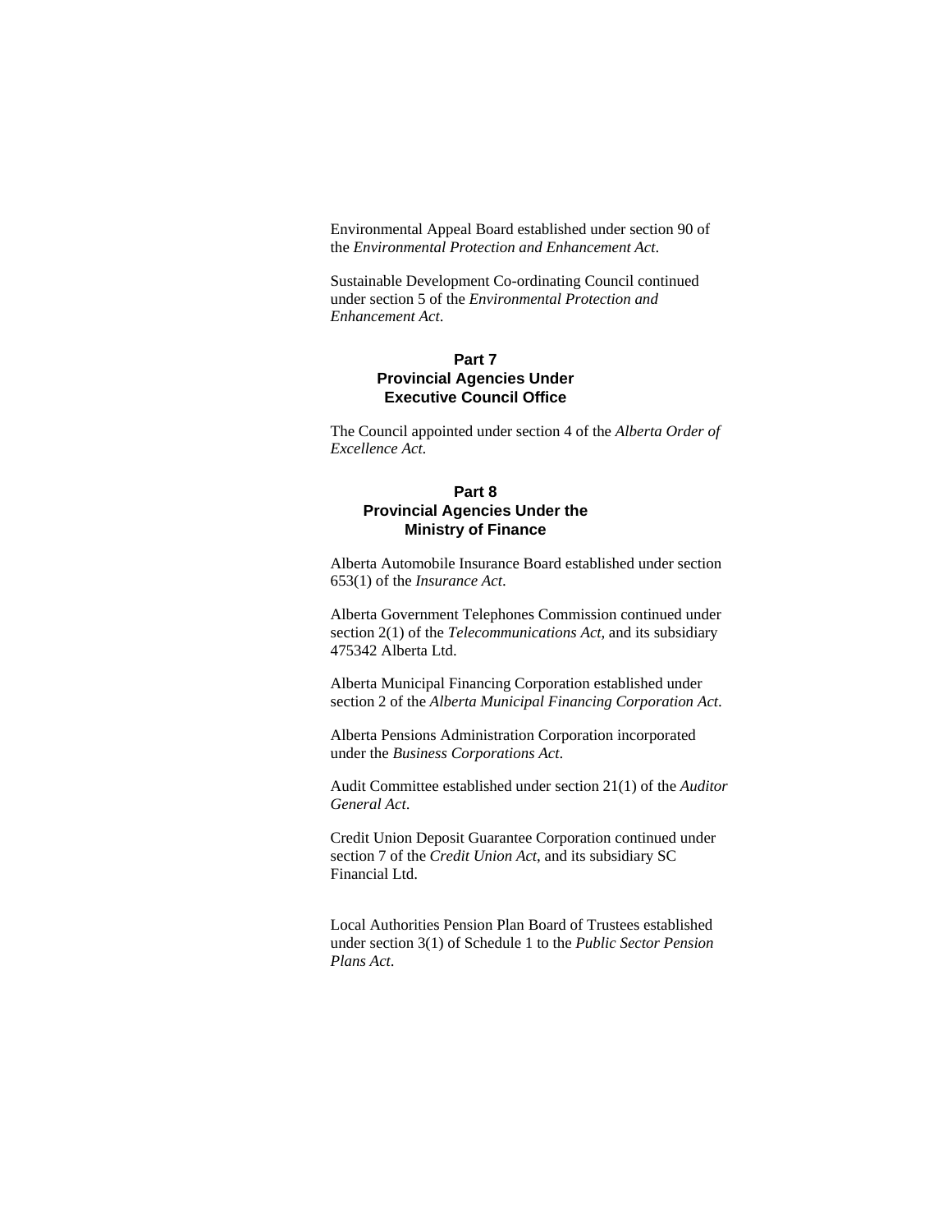Environmental Appeal Board established under section 90 of the *Environmental Protection and Enhancement Act*.

Sustainable Development Co-ordinating Council continued under section 5 of the *Environmental Protection and Enhancement Act*.

## Part 7
## Provincial Agencies Under Executive Council Office

The Council appointed under section 4 of the *Alberta Order of Excellence Act*.

## Part 8
## Provincial Agencies Under the Ministry of Finance

Alberta Automobile Insurance Board established under section 653(1) of the *Insurance Act*.

Alberta Government Telephones Commission continued under section 2(1) of the *Telecommunications Act*, and its subsidiary 475342 Alberta Ltd.

Alberta Municipal Financing Corporation established under section 2 of the *Alberta Municipal Financing Corporation Act*.

Alberta Pensions Administration Corporation incorporated under the *Business Corporations Act*.

Audit Committee established under section 21(1) of the *Auditor General Act*.

Credit Union Deposit Guarantee Corporation continued under section 7 of the *Credit Union Act*, and its subsidiary SC Financial Ltd.

Local Authorities Pension Plan Board of Trustees established under section 3(1) of Schedule 1 to the *Public Sector Pension Plans Act*.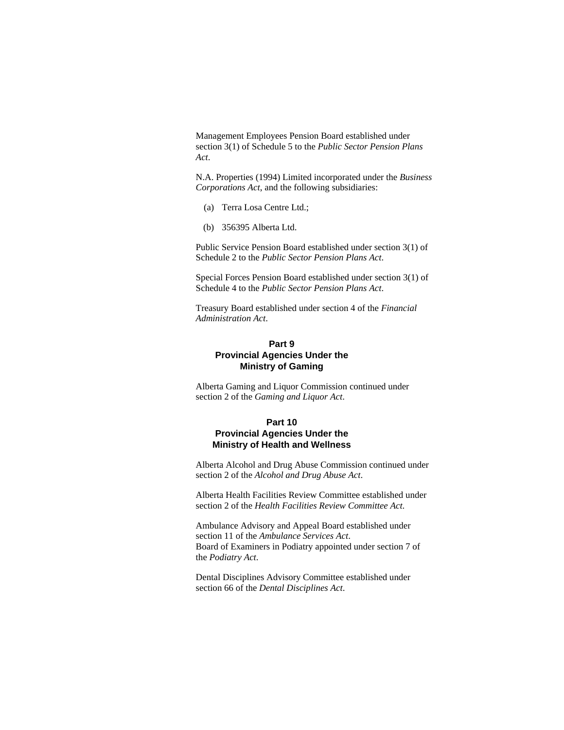Management Employees Pension Board established under section 3(1) of Schedule 5 to the *Public Sector Pension Plans Act*.

N.A. Properties (1994) Limited incorporated under the *Business Corporations Act*, and the following subsidiaries:

(a) Terra Losa Centre Ltd.;

(b) 356395 Alberta Ltd.

Public Service Pension Board established under section 3(1) of Schedule 2 to the *Public Sector Pension Plans Act*.

Special Forces Pension Board established under section 3(1) of Schedule 4 to the *Public Sector Pension Plans Act*.

Treasury Board established under section 4 of the *Financial Administration Act*.

## Part 9
## Provincial Agencies Under the Ministry of Gaming

Alberta Gaming and Liquor Commission continued under section 2 of the *Gaming and Liquor Act*.

## Part 10
## Provincial Agencies Under the Ministry of Health and Wellness

Alberta Alcohol and Drug Abuse Commission continued under section 2 of the *Alcohol and Drug Abuse Act*.

Alberta Health Facilities Review Committee established under section 2 of the *Health Facilities Review Committee Act*.

Ambulance Advisory and Appeal Board established under section 11 of the *Ambulance Services Act*.
Board of Examiners in Podiatry appointed under section 7 of the *Podiatry Act*.

Dental Disciplines Advisory Committee established under section 66 of the *Dental Disciplines Act*.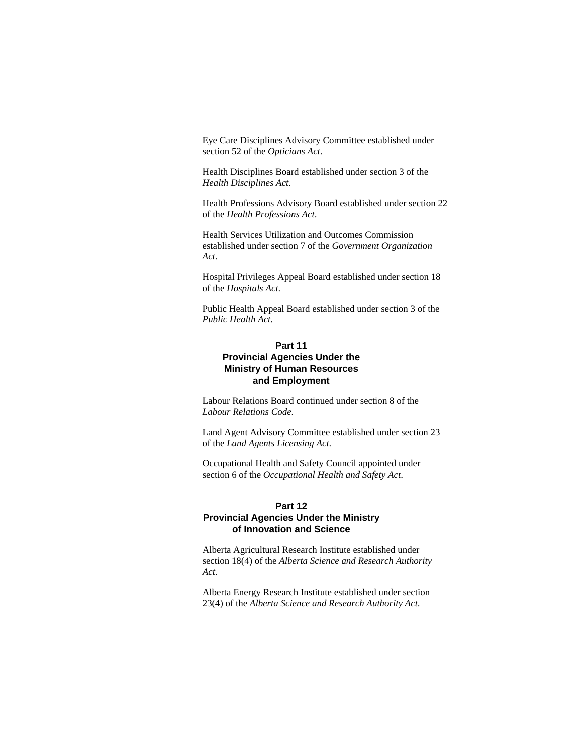Eye Care Disciplines Advisory Committee established under section 52 of the *Opticians Act*.

Health Disciplines Board established under section 3 of the *Health Disciplines Act*.

Health Professions Advisory Board established under section 22 of the *Health Professions Act*.

Health Services Utilization and Outcomes Commission established under section 7 of the *Government Organization Act*.

Hospital Privileges Appeal Board established under section 18 of the *Hospitals Act*.

Public Health Appeal Board established under section 3 of the *Public Health Act*.

## Part 11
## Provincial Agencies Under the Ministry of Human Resources and Employment

Labour Relations Board continued under section 8 of the *Labour Relations Code*.

Land Agent Advisory Committee established under section 23 of the *Land Agents Licensing Act*.

Occupational Health and Safety Council appointed under section 6 of the *Occupational Health and Safety Act*.

## Part 12
## Provincial Agencies Under the Ministry of Innovation and Science

Alberta Agricultural Research Institute established under section 18(4) of the *Alberta Science and Research Authority Act*.

Alberta Energy Research Institute established under section 23(4) of the *Alberta Science and Research Authority Act*.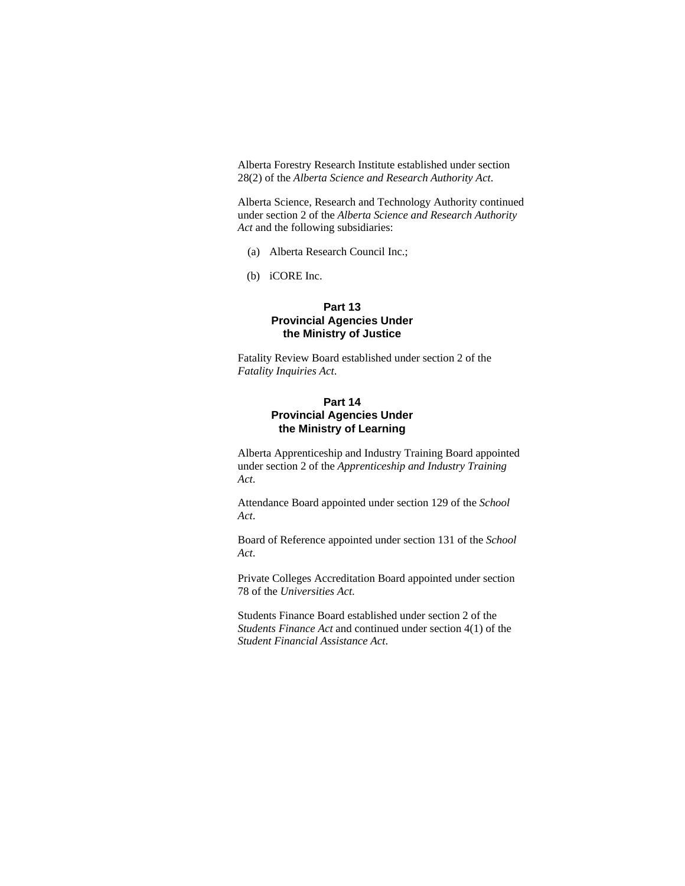Alberta Forestry Research Institute established under section 28(2) of the *Alberta Science and Research Authority Act*.

Alberta Science, Research and Technology Authority continued under section 2 of the *Alberta Science and Research Authority Act* and the following subsidiaries:

(a) Alberta Research Council Inc.;

(b) iCORE Inc.

## Part 13
## Provincial Agencies Under the Ministry of Justice

Fatality Review Board established under section 2 of the *Fatality Inquiries Act*.

## Part 14
## Provincial Agencies Under the Ministry of Learning

Alberta Apprenticeship and Industry Training Board appointed under section 2 of the *Apprenticeship and Industry Training Act*.

Attendance Board appointed under section 129 of the *School Act*.

Board of Reference appointed under section 131 of the *School Act*.

Private Colleges Accreditation Board appointed under section 78 of the *Universities Act*.

Students Finance Board established under section 2 of the *Students Finance Act* and continued under section 4(1) of the *Student Financial Assistance Act*.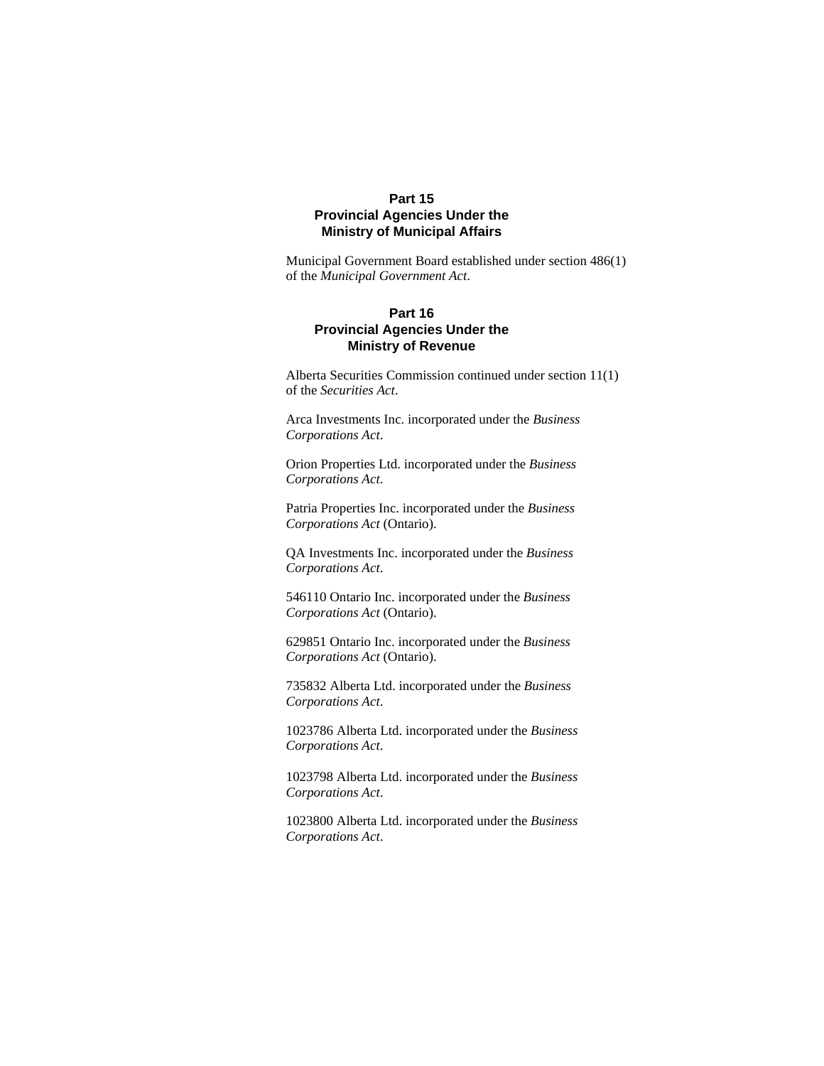## Part 15
## Provincial Agencies Under the Ministry of Municipal Affairs

Municipal Government Board established under section 486(1) of the *Municipal Government Act*.

## Part 16
## Provincial Agencies Under the Ministry of Revenue

Alberta Securities Commission continued under section 11(1) of the *Securities Act*.

Arca Investments Inc. incorporated under the *Business Corporations Act*.

Orion Properties Ltd. incorporated under the *Business Corporations Act*.

Patria Properties Inc. incorporated under the *Business Corporations Act* (Ontario).

QA Investments Inc. incorporated under the *Business Corporations Act*.

546110 Ontario Inc. incorporated under the *Business Corporations Act* (Ontario).

629851 Ontario Inc. incorporated under the *Business Corporations Act* (Ontario).

735832 Alberta Ltd. incorporated under the *Business Corporations Act*.

1023786 Alberta Ltd. incorporated under the *Business Corporations Act*.

1023798 Alberta Ltd. incorporated under the *Business Corporations Act*.

1023800 Alberta Ltd. incorporated under the *Business Corporations Act*.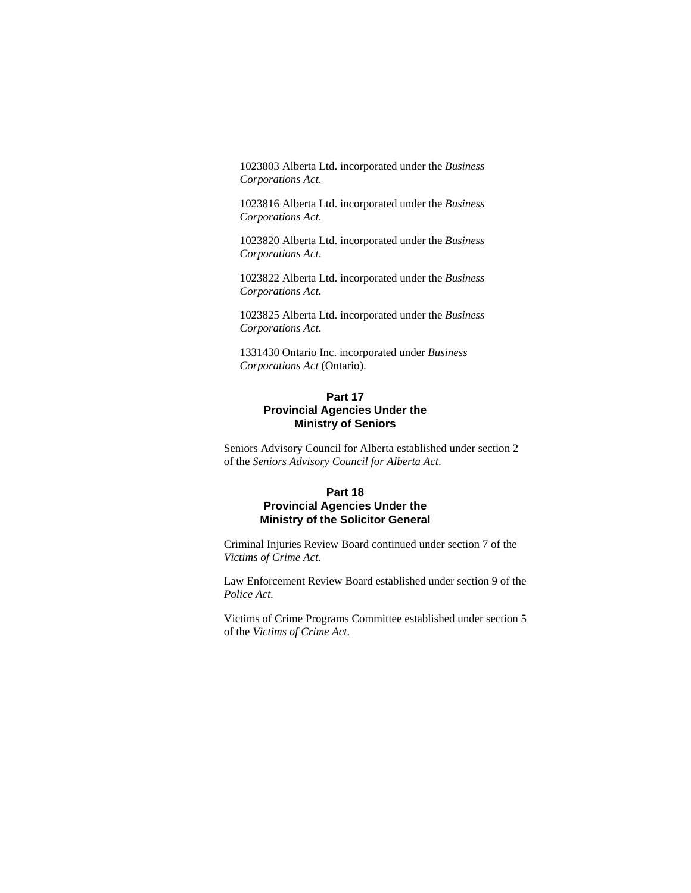1023803 Alberta Ltd. incorporated under the *Business Corporations Act*.

1023816 Alberta Ltd. incorporated under the *Business Corporations Act*.

1023820 Alberta Ltd. incorporated under the *Business Corporations Act*.

1023822 Alberta Ltd. incorporated under the *Business Corporations Act*.

1023825 Alberta Ltd. incorporated under the *Business Corporations Act*.

1331430 Ontario Inc. incorporated under *Business Corporations Act* (Ontario).

## Part 17
## Provincial Agencies Under the Ministry of Seniors

Seniors Advisory Council for Alberta established under section 2 of the *Seniors Advisory Council for Alberta Act*.

## Part 18
## Provincial Agencies Under the Ministry of the Solicitor General

Criminal Injuries Review Board continued under section 7 of the *Victims of Crime Act.*

Law Enforcement Review Board established under section 9 of the *Police Act.*

Victims of Crime Programs Committee established under section 5 of the *Victims of Crime Act*.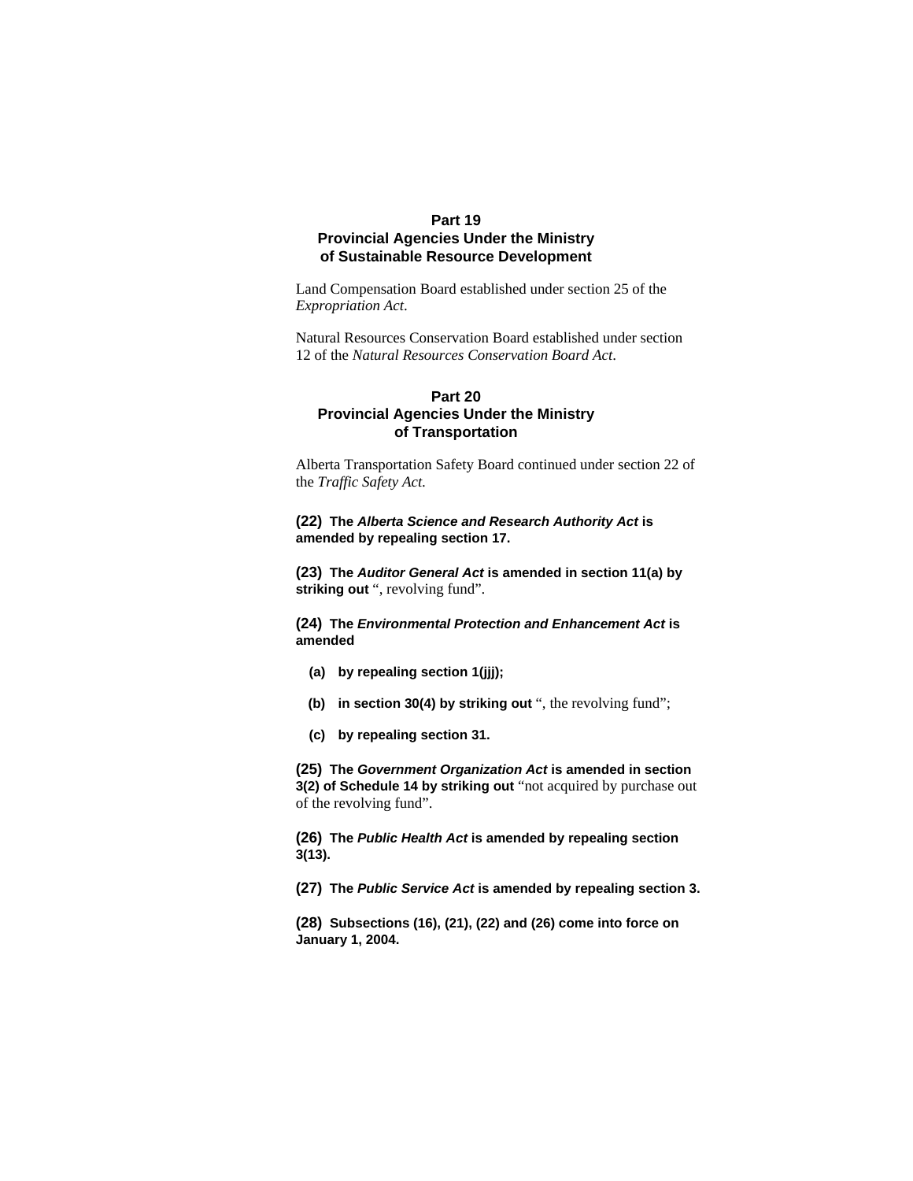### Part 19
### Provincial Agencies Under the Ministry of Sustainable Resource Development

Land Compensation Board established under section 25 of the *Expropriation Act*.

Natural Resources Conservation Board established under section 12 of the *Natural Resources Conservation Board Act*.

### Part 20
### Provincial Agencies Under the Ministry of Transportation

Alberta Transportation Safety Board continued under section 22 of the *Traffic Safety Act.*

**(22) The *Alberta Science and Research Authority Act* is amended by repealing section 17.**

**(23) The *Auditor General Act* is amended in section 11(a) by striking out** ", revolving fund".

**(24) The *Environmental Protection and Enhancement Act* is amended**

- **(a) by repealing section 1(jjj);**
- **(b) in section 30(4) by striking out** ", the revolving fund";
- **(c) by repealing section 31.**

**(25) The *Government Organization Act* is amended in section 3(2) of Schedule 14 by striking out** "not acquired by purchase out of the revolving fund".

**(26) The *Public Health Act* is amended by repealing section 3(13).**

**(27) The *Public Service Act* is amended by repealing section 3.**

**(28) Subsections (16), (21), (22) and (26) come into force on January 1, 2004.**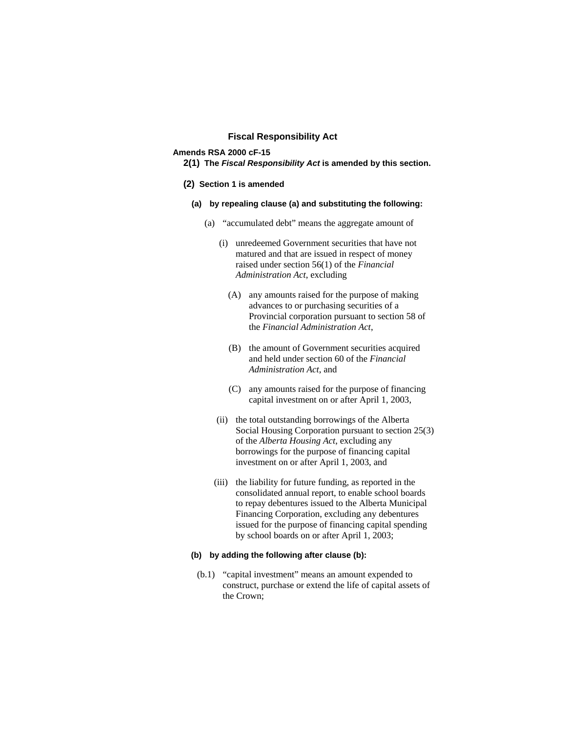## Fiscal Responsibility Act

**Amends RSA 2000 cF-15**

**2(1)** **The *Fiscal Responsibility Act* is amended by this section.**

**(2)** **Section 1 is amended**

**(a)** **by repealing clause (a) and substituting the following:**

(a) "accumulated debt" means the aggregate amount of

(i) unredeemed Government securities that have not matured and that are issued in respect of money raised under section 56(1) of the *Financial Administration Act*, excluding

(A) any amounts raised for the purpose of making advances to or purchasing securities of a Provincial corporation pursuant to section 58 of the *Financial Administration Act*,

(B) the amount of Government securities acquired and held under section 60 of the *Financial Administration Act*, and

(C) any amounts raised for the purpose of financing capital investment on or after April 1, 2003,

(ii) the total outstanding borrowings of the Alberta Social Housing Corporation pursuant to section 25(3) of the *Alberta Housing Act*, excluding any borrowings for the purpose of financing capital investment on or after April 1, 2003, and

(iii) the liability for future funding, as reported in the consolidated annual report, to enable school boards to repay debentures issued to the Alberta Municipal Financing Corporation, excluding any debentures issued for the purpose of financing capital spending by school boards on or after April 1, 2003;

**(b)** **by adding the following after clause (b):**

(b.1) "capital investment" means an amount expended to construct, purchase or extend the life of capital assets of the Crown;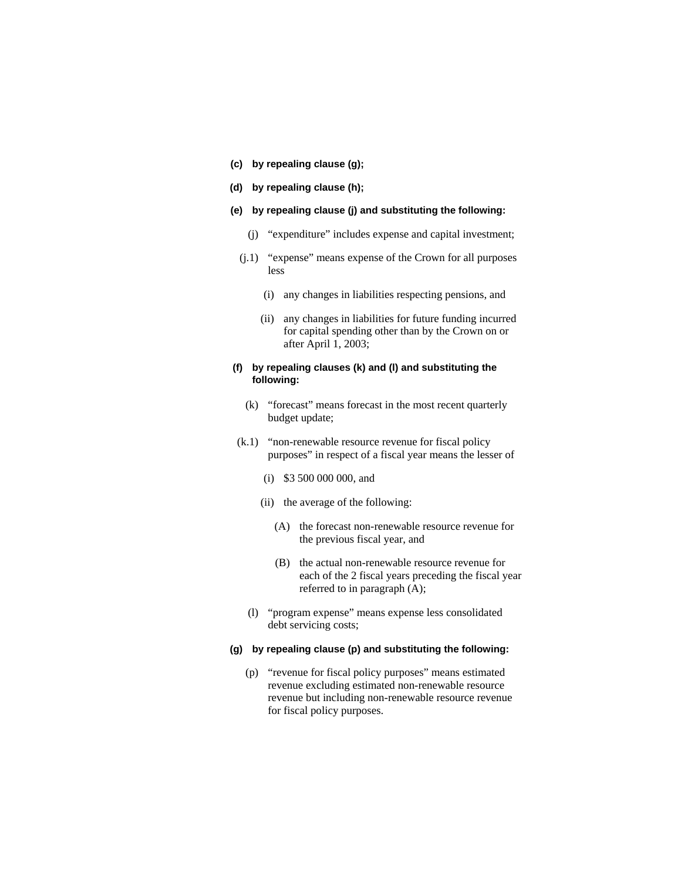**(c) by repealing clause (g);**

**(d) by repealing clause (h);**

**(e) by repealing clause (j) and substituting the following:**

(j) "expenditure" includes expense and capital investment;

(j.1) "expense" means expense of the Crown for all purposes less

(i) any changes in liabilities respecting pensions, and

(ii) any changes in liabilities for future funding incurred for capital spending other than by the Crown on or after April 1, 2003;

**(f) by repealing clauses (k) and (l) and substituting the following:**

(k) "forecast" means forecast in the most recent quarterly budget update;

(k.1) "non-renewable resource revenue for fiscal policy purposes" in respect of a fiscal year means the lesser of

(i) $3 500 000 000, and

(ii) the average of the following:

(A) the forecast non-renewable resource revenue for the previous fiscal year, and

(B) the actual non-renewable resource revenue for each of the 2 fiscal years preceding the fiscal year referred to in paragraph (A);

(l) "program expense" means expense less consolidated debt servicing costs;

**(g) by repealing clause (p) and substituting the following:**

(p) "revenue for fiscal policy purposes" means estimated revenue excluding estimated non-renewable resource revenue but including non-renewable resource revenue for fiscal policy purposes.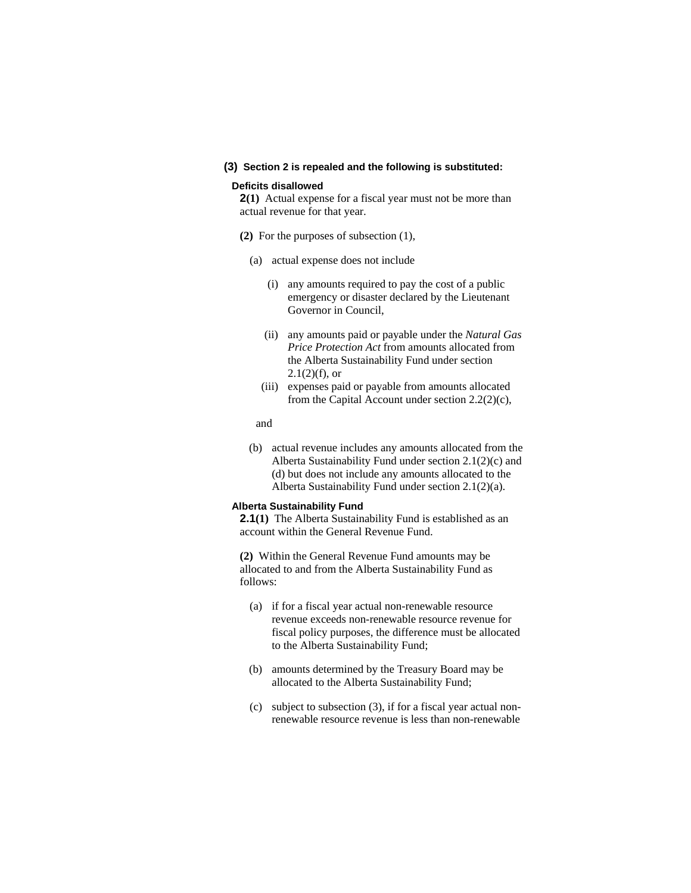**(3) Section 2 is repealed and the following is substituted:**

**Deficits disallowed**

**2(1)** Actual expense for a fiscal year must not be more than actual revenue for that year.

**(2)** For the purposes of subsection (1),

(a) actual expense does not include

(i) any amounts required to pay the cost of a public emergency or disaster declared by the Lieutenant Governor in Council,

(ii) any amounts paid or payable under the *Natural Gas Price Protection Act* from amounts allocated from the Alberta Sustainability Fund under section 2.1(2)(f), or

(iii) expenses paid or payable from amounts allocated from the Capital Account under section 2.2(2)(c),

and

(b) actual revenue includes any amounts allocated from the Alberta Sustainability Fund under section 2.1(2)(c) and (d) but does not include any amounts allocated to the Alberta Sustainability Fund under section 2.1(2)(a).

**Alberta Sustainability Fund**

**2.1(1)** The Alberta Sustainability Fund is established as an account within the General Revenue Fund.

**(2)** Within the General Revenue Fund amounts may be allocated to and from the Alberta Sustainability Fund as follows:

(a) if for a fiscal year actual non-renewable resource revenue exceeds non-renewable resource revenue for fiscal policy purposes, the difference must be allocated to the Alberta Sustainability Fund;

(b) amounts determined by the Treasury Board may be allocated to the Alberta Sustainability Fund;

(c) subject to subsection (3), if for a fiscal year actual non-renewable resource revenue is less than non-renewable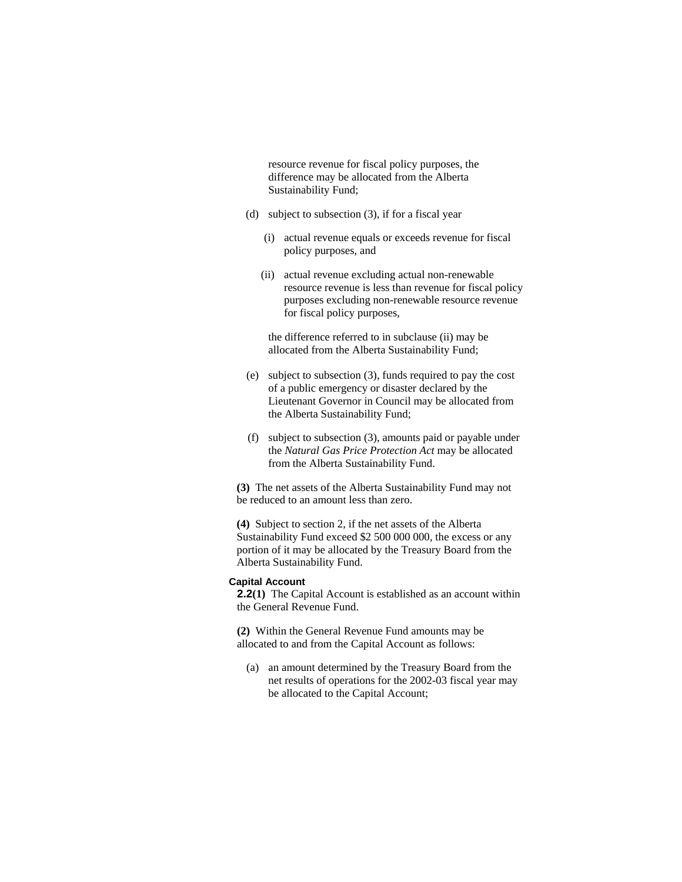resource revenue for fiscal policy purposes, the difference may be allocated from the Alberta Sustainability Fund;

(d) subject to subsection (3), if for a fiscal year

(i) actual revenue equals or exceeds revenue for fiscal policy purposes, and

(ii) actual revenue excluding actual non-renewable resource revenue is less than revenue for fiscal policy purposes excluding non-renewable resource revenue for fiscal policy purposes,

the difference referred to in subclause (ii) may be allocated from the Alberta Sustainability Fund;

(e) subject to subsection (3), funds required to pay the cost of a public emergency or disaster declared by the Lieutenant Governor in Council may be allocated from the Alberta Sustainability Fund;

(f) subject to subsection (3), amounts paid or payable under the *Natural Gas Price Protection Act* may be allocated from the Alberta Sustainability Fund.

**(3)** The net assets of the Alberta Sustainability Fund may not be reduced to an amount less than zero.

**(4)** Subject to section 2, if the net assets of the Alberta Sustainability Fund exceed $2 500 000 000, the excess or any portion of it may be allocated by the Treasury Board from the Alberta Sustainability Fund.

**Capital Account**

**2.2(1)** The Capital Account is established as an account within the General Revenue Fund.

**(2)** Within the General Revenue Fund amounts may be allocated to and from the Capital Account as follows:

(a) an amount determined by the Treasury Board from the net results of operations for the 2002-03 fiscal year may be allocated to the Capital Account;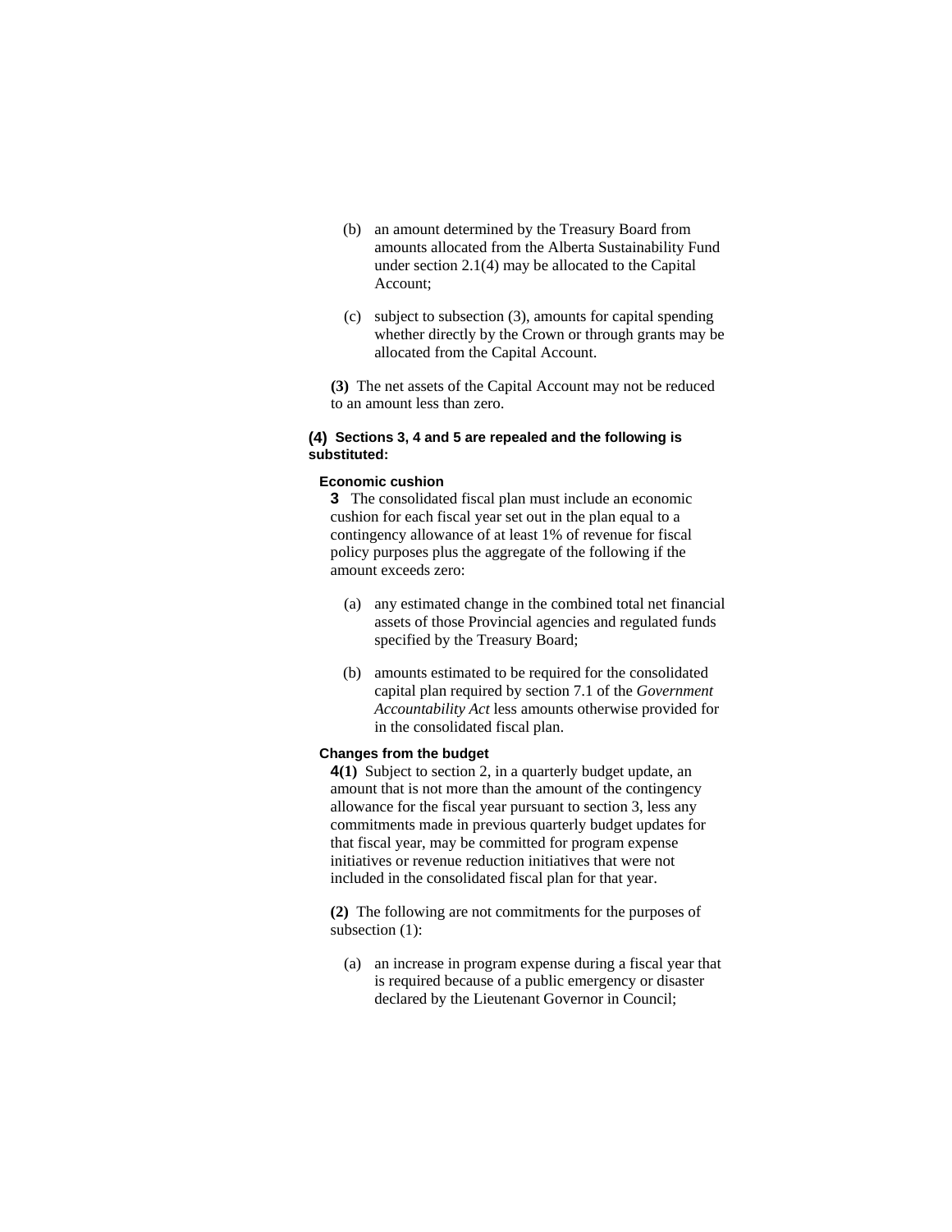(b) an amount determined by the Treasury Board from amounts allocated from the Alberta Sustainability Fund under section 2.1(4) may be allocated to the Capital Account;

(c) subject to subsection (3), amounts for capital spending whether directly by the Crown or through grants may be allocated from the Capital Account.

**(3)** The net assets of the Capital Account may not be reduced to an amount less than zero.

**(4) Sections 3, 4 and 5 are repealed and the following is substituted:**

**Economic cushion**

**3** The consolidated fiscal plan must include an economic cushion for each fiscal year set out in the plan equal to a contingency allowance of at least 1% of revenue for fiscal policy purposes plus the aggregate of the following if the amount exceeds zero:

(a) any estimated change in the combined total net financial assets of those Provincial agencies and regulated funds specified by the Treasury Board;

(b) amounts estimated to be required for the consolidated capital plan required by section 7.1 of the *Government Accountability Act* less amounts otherwise provided for in the consolidated fiscal plan.

**Changes from the budget**

**4(1)** Subject to section 2, in a quarterly budget update, an amount that is not more than the amount of the contingency allowance for the fiscal year pursuant to section 3, less any commitments made in previous quarterly budget updates for that fiscal year, may be committed for program expense initiatives or revenue reduction initiatives that were not included in the consolidated fiscal plan for that year.

**(2)** The following are not commitments for the purposes of subsection (1):

(a) an increase in program expense during a fiscal year that is required because of a public emergency or disaster declared by the Lieutenant Governor in Council;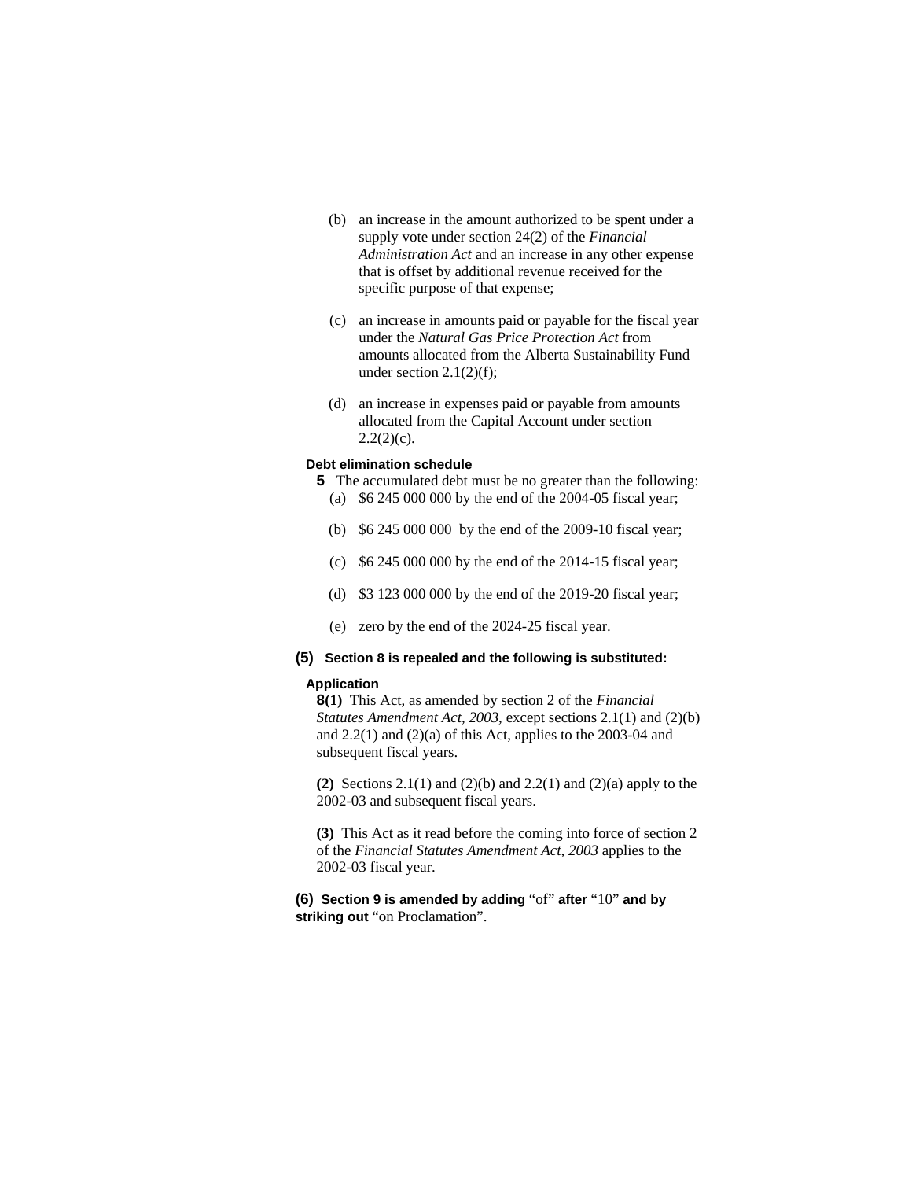(b) an increase in the amount authorized to be spent under a supply vote under section 24(2) of the *Financial Administration Act* and an increase in any other expense that is offset by additional revenue received for the specific purpose of that expense;

(c) an increase in amounts paid or payable for the fiscal year under the *Natural Gas Price Protection Act* from amounts allocated from the Alberta Sustainability Fund under section 2.1(2)(f);

(d) an increase in expenses paid or payable from amounts allocated from the Capital Account under section 2.2(2)(c).

**Debt elimination schedule**

**5** The accumulated debt must be no greater than the following:

(a) $6 245 000 000 by the end of the 2004-05 fiscal year;

(b) $6 245 000 000 by the end of the 2009-10 fiscal year;

(c) $6 245 000 000 by the end of the 2014-15 fiscal year;

(d) $3 123 000 000 by the end of the 2019-20 fiscal year;

(e) zero by the end of the 2024-25 fiscal year.

**(5) Section 8 is repealed and the following is substituted:**

**Application**

**8(1)** This Act, as amended by section 2 of the *Financial Statutes Amendment Act, 2003*, except sections 2.1(1) and (2)(b) and 2.2(1) and (2)(a) of this Act, applies to the 2003-04 and subsequent fiscal years.

**(2)** Sections 2.1(1) and (2)(b) and 2.2(1) and (2)(a) apply to the 2002-03 and subsequent fiscal years.

**(3)** This Act as it read before the coming into force of section 2 of the *Financial Statutes Amendment Act, 2003* applies to the 2002-03 fiscal year.

**(6) Section 9 is amended by adding** "of" **after** "10" **and by striking out** "on Proclamation".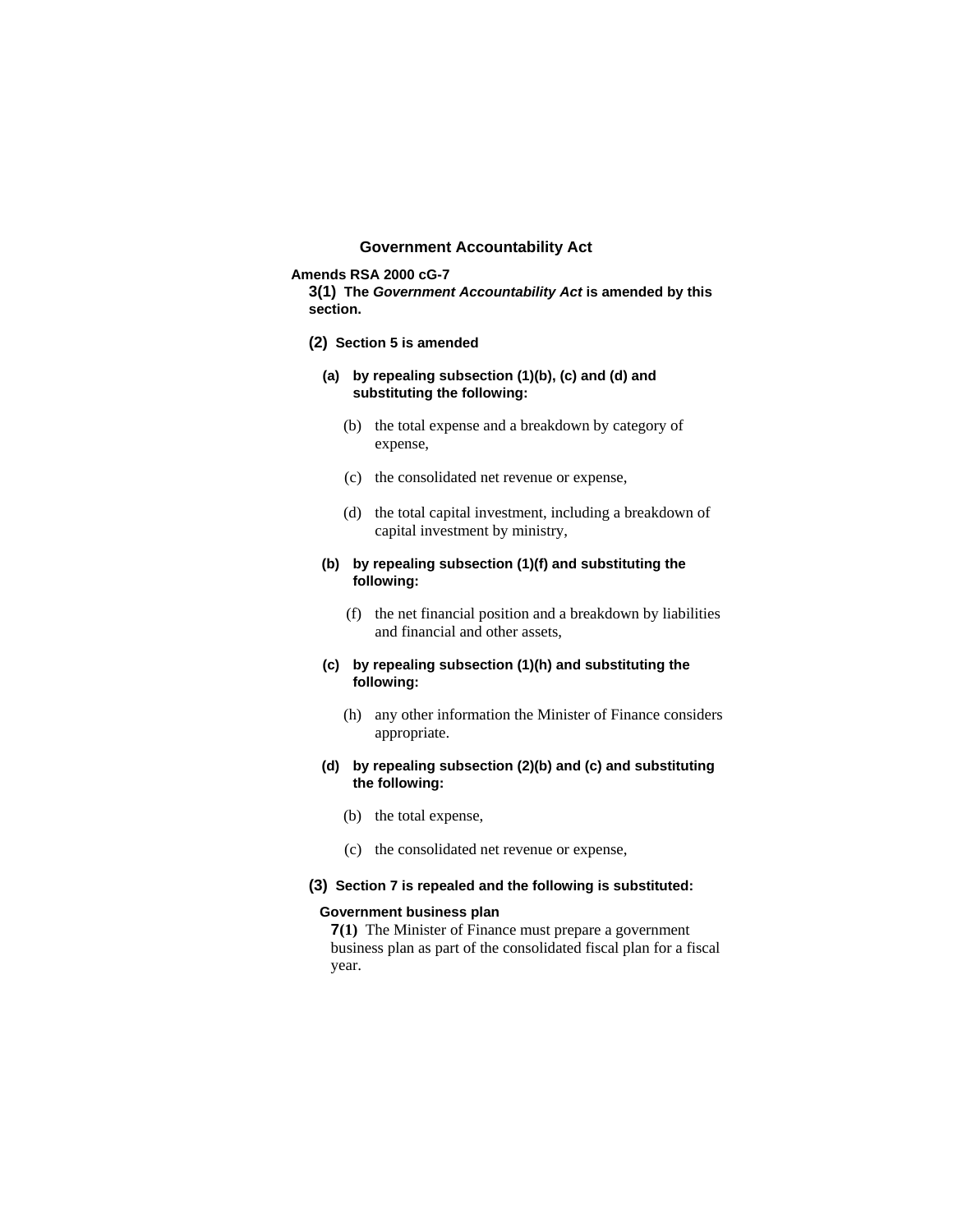## Government Accountability Act

**Amends RSA 2000 cG-7**

**3(1)** **The *Government Accountability Act* is amended by this section.**

**(2)** **Section 5 is amended**

**(a)** **by repealing subsection (1)(b), (c) and (d) and substituting the following:**

(b) the total expense and a breakdown by category of expense,

(c) the consolidated net revenue or expense,

(d) the total capital investment, including a breakdown of capital investment by ministry,

**(b)** **by repealing subsection (1)(f) and substituting the following:**

(f) the net financial position and a breakdown by liabilities and financial and other assets,

**(c)** **by repealing subsection (1)(h) and substituting the following:**

(h) any other information the Minister of Finance considers appropriate.

**(d)** **by repealing subsection (2)(b) and (c) and substituting the following:**

(b) the total expense,

(c) the consolidated net revenue or expense,

**(3)** **Section 7 is repealed and the following is substituted:**

**Government business plan**

**7(1)** The Minister of Finance must prepare a government business plan as part of the consolidated fiscal plan for a fiscal year.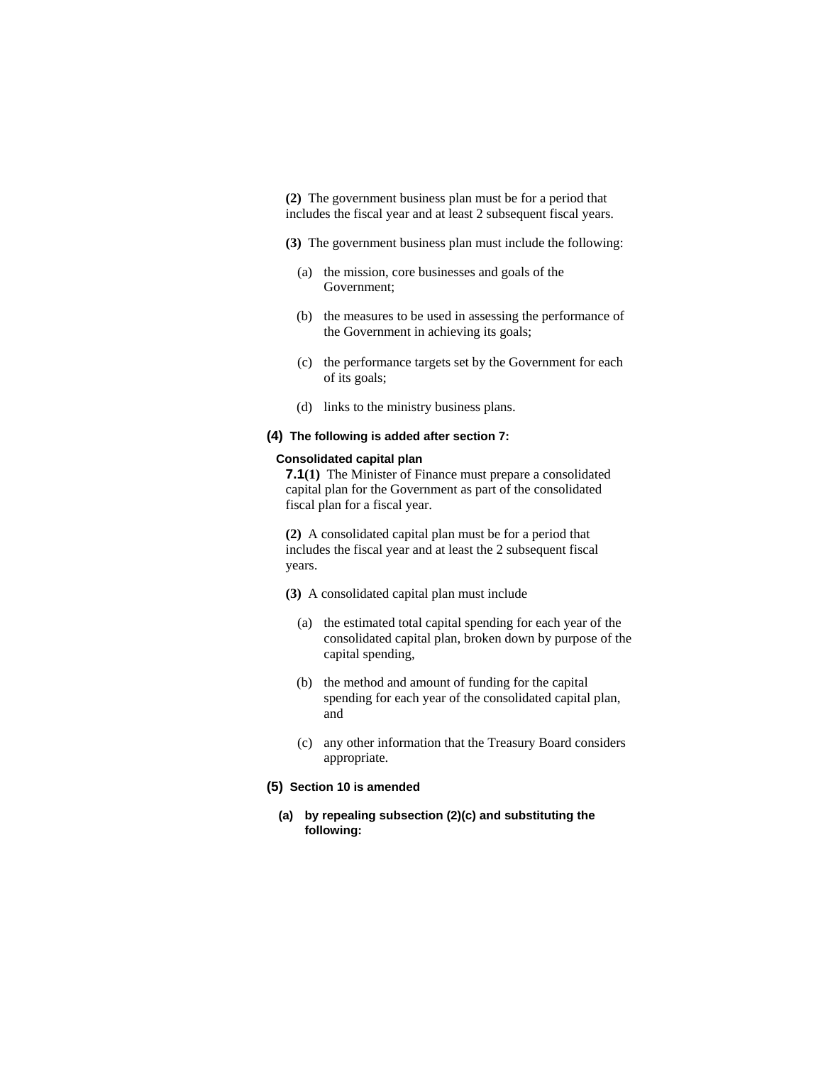**(2)** The government business plan must be for a period that includes the fiscal year and at least 2 subsequent fiscal years.

**(3)** The government business plan must include the following:

(a) the mission, core businesses and goals of the Government;

(b) the measures to be used in assessing the performance of the Government in achieving its goals;

(c) the performance targets set by the Government for each of its goals;

(d) links to the ministry business plans.

**(4) The following is added after section 7:**

**Consolidated capital plan**

**7.1(1)** The Minister of Finance must prepare a consolidated capital plan for the Government as part of the consolidated fiscal plan for a fiscal year.

**(2)** A consolidated capital plan must be for a period that includes the fiscal year and at least the 2 subsequent fiscal years.

**(3)** A consolidated capital plan must include

(a) the estimated total capital spending for each year of the consolidated capital plan, broken down by purpose of the capital spending,

(b) the method and amount of funding for the capital spending for each year of the consolidated capital plan, and

(c) any other information that the Treasury Board considers appropriate.

**(5) Section 10 is amended**

**(a) by repealing subsection (2)(c) and substituting the following:**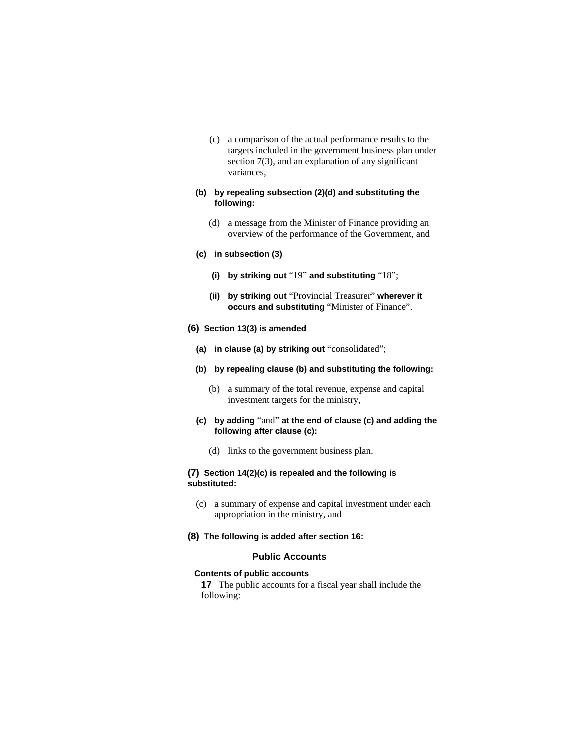(c) a comparison of the actual performance results to the targets included in the government business plan under section 7(3), and an explanation of any significant variances,

**(b) by repealing subsection (2)(d) and substituting the following:**

(d) a message from the Minister of Finance providing an overview of the performance of the Government, and

**(c) in subsection (3)**

**(i) by striking out** "19" **and substituting** "18";

**(ii) by striking out** "Provincial Treasurer" **wherever it occurs and substituting** "Minister of Finance".

**(6) Section 13(3) is amended**

**(a) in clause (a) by striking out** "consolidated";

**(b) by repealing clause (b) and substituting the following:**

(b) a summary of the total revenue, expense and capital investment targets for the ministry,

**(c) by adding** "and" **at the end of clause (c) and adding the following after clause (c):**

(d) links to the government business plan.

**(7) Section 14(2)(c) is repealed and the following is substituted:**

(c) a summary of expense and capital investment under each appropriation in the ministry, and

**(8) The following is added after section 16:**

### Public Accounts

**Contents of public accounts**

**17** The public accounts for a fiscal year shall include the following: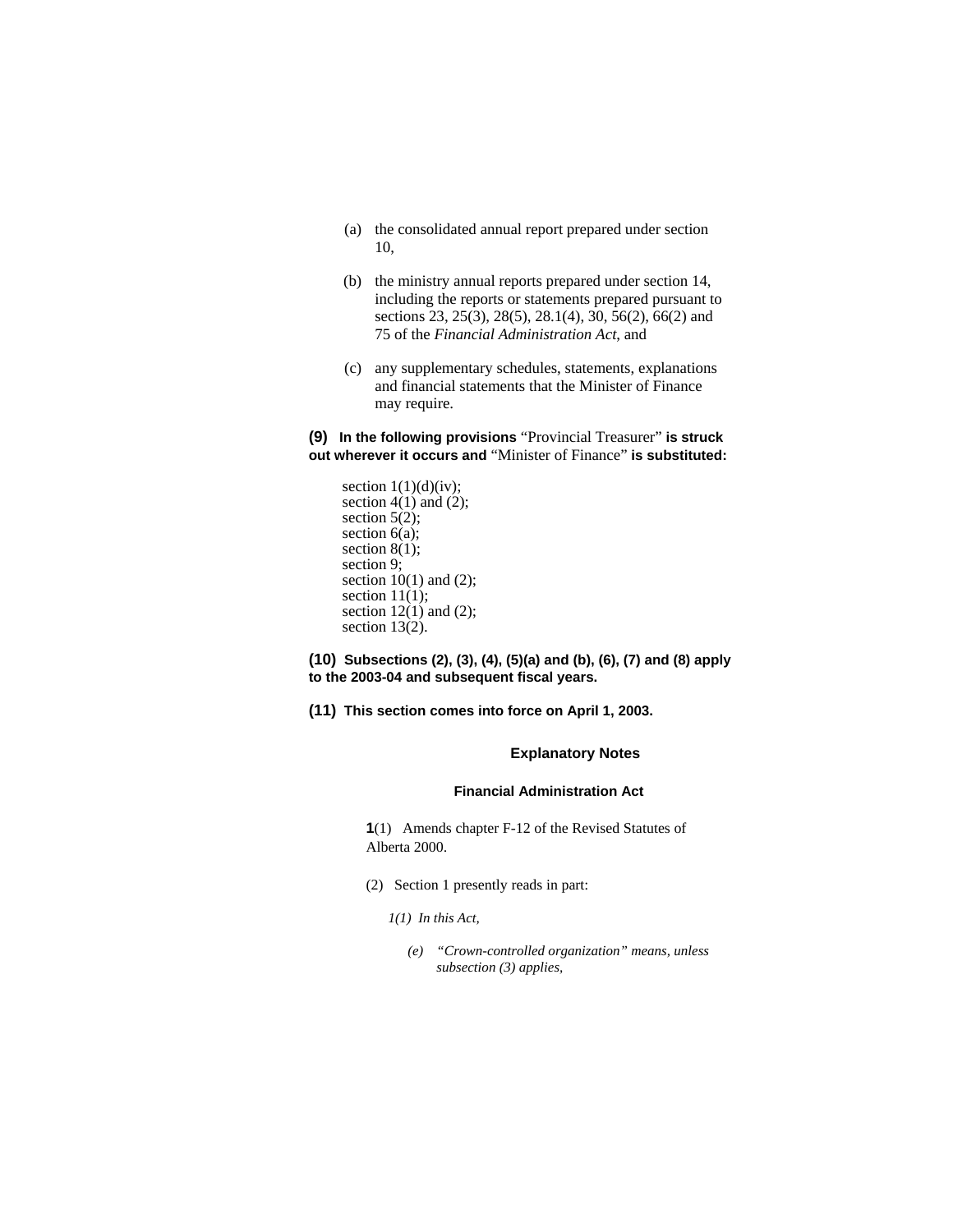(a) the consolidated annual report prepared under section 10,

(b) the ministry annual reports prepared under section 14, including the reports or statements prepared pursuant to sections 23, 25(3), 28(5), 28.1(4), 30, 56(2), 66(2) and 75 of the *Financial Administration Act*, and

(c) any supplementary schedules, statements, explanations and financial statements that the Minister of Finance may require.

**(9)** **In the following provisions** “Provincial Treasurer” **is struck out wherever it occurs and** “Minister of Finance” **is substituted:**

section 1(1)(d)(iv);
section 4(1) and (2);
section 5(2);
section 6(a);
section 8(1);
section 9;
section 10(1) and (2);
section 11(1);
section 12(1) and (2);
section 13(2).

**(10)** **Subsections (2), (3), (4), (5)(a) and (b), (6), (7) and (8) apply to the 2003-04 and subsequent fiscal years.**

**(11)** **This section comes into force on April 1, 2003.**

## Explanatory Notes

### Financial Administration Act

**1**(1) Amends chapter F-12 of the Revised Statutes of Alberta 2000.

(2) Section 1 presently reads in part:

*1(1) In this Act,*

*(e) “Crown-controlled organization” means, unless subsection (3) applies,*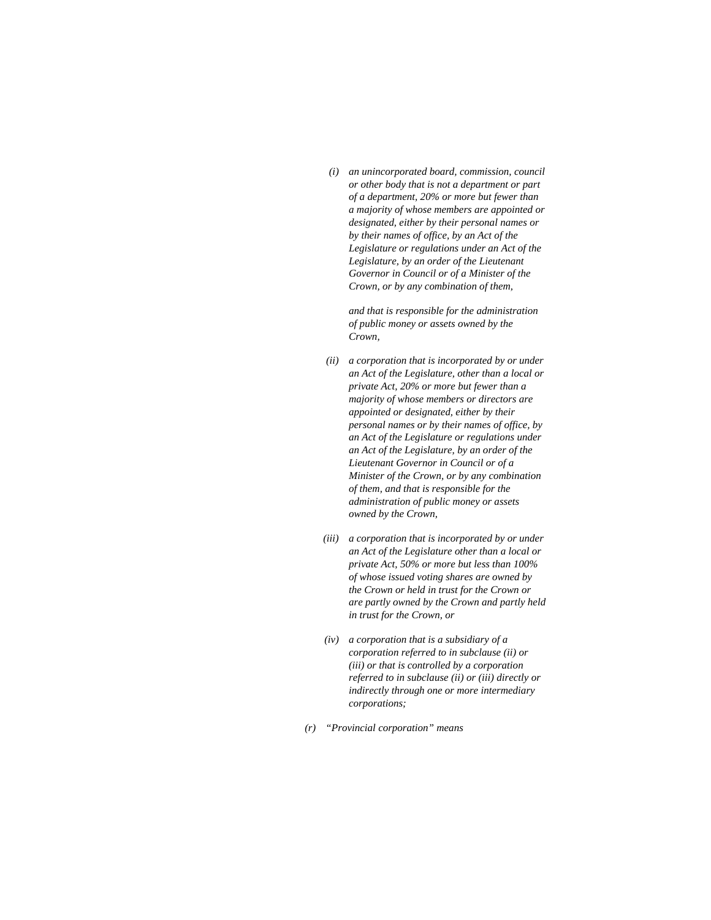*(i) an unincorporated board, commission, council or other body that is not a department or part of a department, 20% or more but fewer than a majority of whose members are appointed or designated, either by their personal names or by their names of office, by an Act of the Legislature or regulations under an Act of the Legislature, by an order of the Lieutenant Governor in Council or of a Minister of the Crown, or by any combination of them,*

*and that is responsible for the administration of public money or assets owned by the Crown,*

*(ii) a corporation that is incorporated by or under an Act of the Legislature, other than a local or private Act, 20% or more but fewer than a majority of whose members or directors are appointed or designated, either by their personal names or by their names of office, by an Act of the Legislature or regulations under an Act of the Legislature, by an order of the Lieutenant Governor in Council or of a Minister of the Crown, or by any combination of them, and that is responsible for the administration of public money or assets owned by the Crown,*

*(iii) a corporation that is incorporated by or under an Act of the Legislature other than a local or private Act, 50% or more but less than 100% of whose issued voting shares are owned by the Crown or held in trust for the Crown or are partly owned by the Crown and partly held in trust for the Crown, or*

*(iv) a corporation that is a subsidiary of a corporation referred to in subclause (ii) or (iii) or that is controlled by a corporation referred to in subclause (ii) or (iii) directly or indirectly through one or more intermediary corporations;*

*(r) "Provincial corporation" means*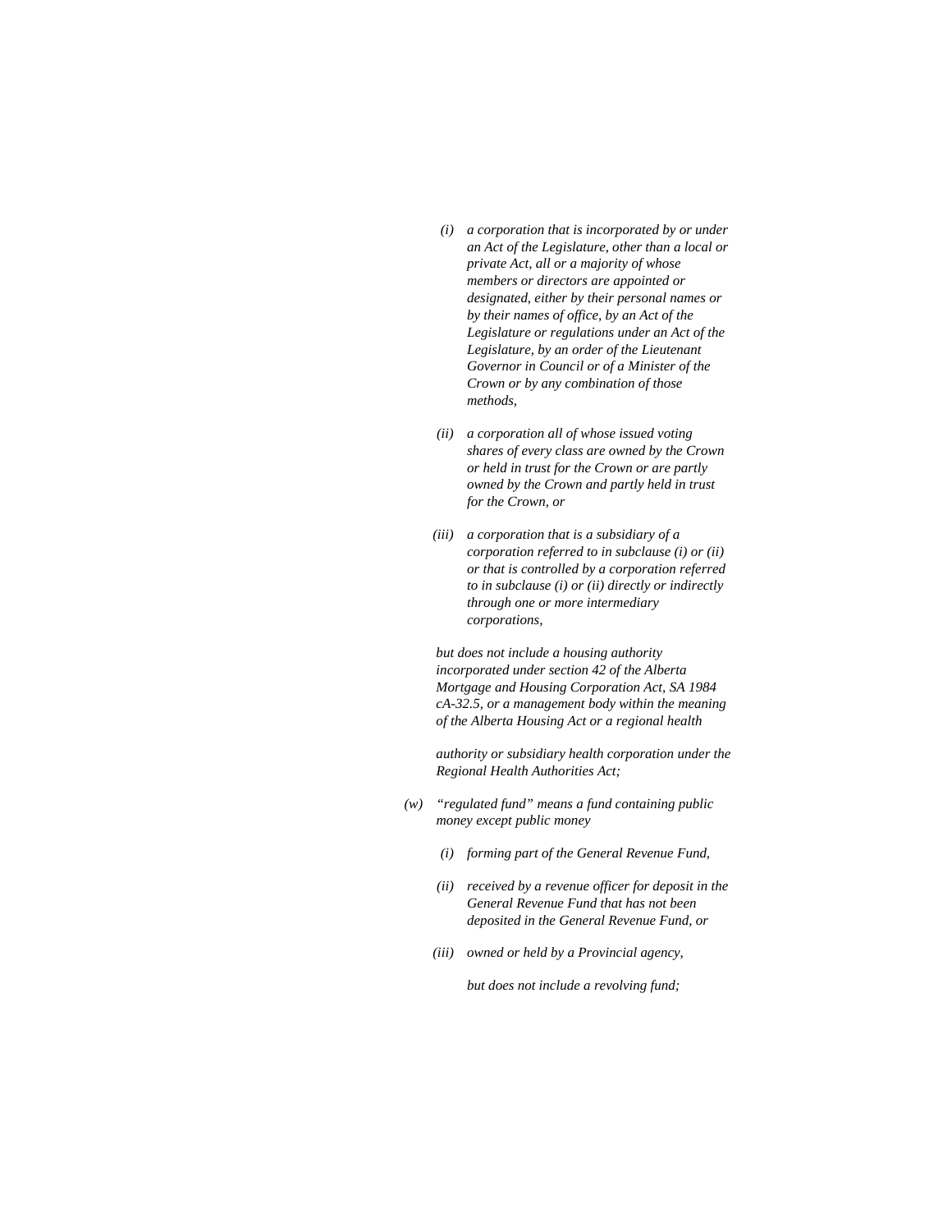*(i) a corporation that is incorporated by or under an Act of the Legislature, other than a local or private Act, all or a majority of whose members or directors are appointed or designated, either by their personal names or by their names of office, by an Act of the Legislature or regulations under an Act of the Legislature, by an order of the Lieutenant Governor in Council or of a Minister of the Crown or by any combination of those methods,*

*(ii) a corporation all of whose issued voting shares of every class are owned by the Crown or held in trust for the Crown or are partly owned by the Crown and partly held in trust for the Crown, or*

*(iii) a corporation that is a subsidiary of a corporation referred to in subclause (i) or (ii) or that is controlled by a corporation referred to in subclause (i) or (ii) directly or indirectly through one or more intermediary corporations,*

*but does not include a housing authority incorporated under section 42 of the Alberta Mortgage and Housing Corporation Act, SA 1984 cA-32.5, or a management body within the meaning of the Alberta Housing Act or a regional health*

*authority or subsidiary health corporation under the Regional Health Authorities Act;*

*(w) "regulated fund" means a fund containing public money except public money*

*(i) forming part of the General Revenue Fund,*

*(ii) received by a revenue officer for deposit in the General Revenue Fund that has not been deposited in the General Revenue Fund, or*

*(iii) owned or held by a Provincial agency,*

*but does not include a revolving fund;*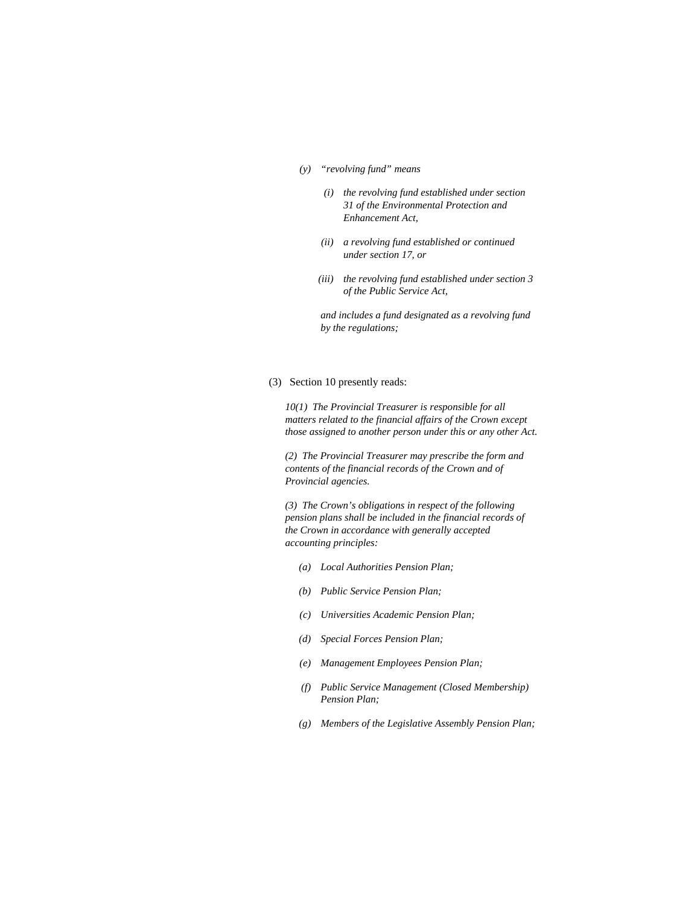*(y)* *"revolving fund" means*

*(i)* *the revolving fund established under section 31 of the Environmental Protection and Enhancement Act,*

*(ii)* *a revolving fund established or continued under section 17, or*

*(iii)* *the revolving fund established under section 3 of the Public Service Act,*

*and includes a fund designated as a revolving fund by the regulations;*

(3) Section 10 presently reads:

*10(1) The Provincial Treasurer is responsible for all matters related to the financial affairs of the Crown except those assigned to another person under this or any other Act.*

*(2) The Provincial Treasurer may prescribe the form and contents of the financial records of the Crown and of Provincial agencies.*

*(3) The Crown's obligations in respect of the following pension plans shall be included in the financial records of the Crown in accordance with generally accepted accounting principles:*

*(a)* *Local Authorities Pension Plan;*

*(b)* *Public Service Pension Plan;*

*(c)* *Universities Academic Pension Plan;*

*(d)* *Special Forces Pension Plan;*

*(e)* *Management Employees Pension Plan;*

*(f)* *Public Service Management (Closed Membership) Pension Plan;*

*(g)* *Members of the Legislative Assembly Pension Plan;*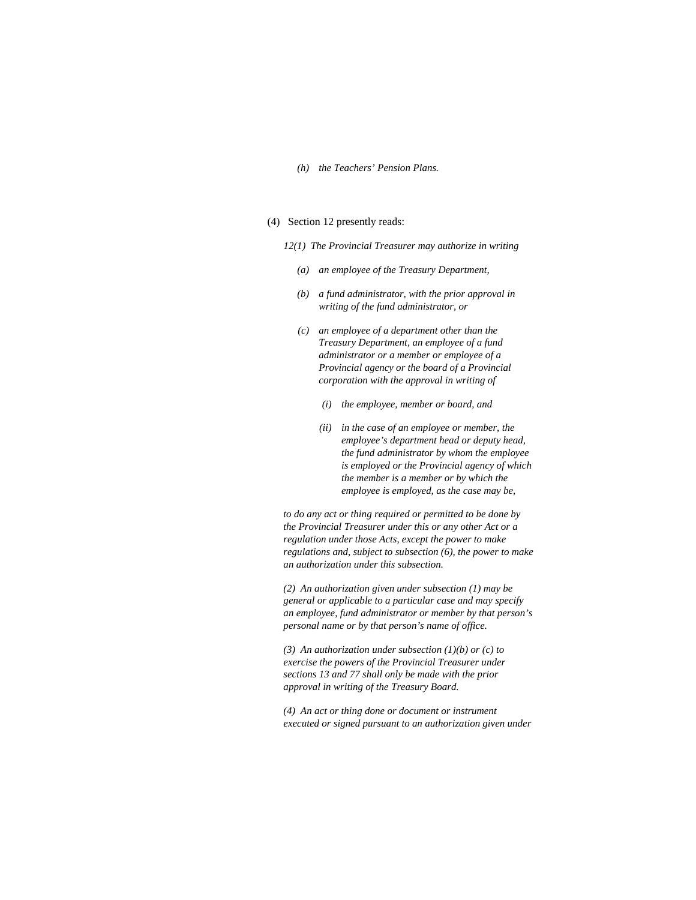*(h) the Teachers' Pension Plans.*

(4) Section 12 presently reads:

*12(1) The Provincial Treasurer may authorize in writing*

*(a) an employee of the Treasury Department,*

*(b) a fund administrator, with the prior approval in writing of the fund administrator, or*

*(c) an employee of a department other than the Treasury Department, an employee of a fund administrator or a member or employee of a Provincial agency or the board of a Provincial corporation with the approval in writing of*

*(i) the employee, member or board, and*

*(ii) in the case of an employee or member, the employee's department head or deputy head, the fund administrator by whom the employee is employed or the Provincial agency of which the member is a member or by which the employee is employed, as the case may be,*

*to do any act or thing required or permitted to be done by the Provincial Treasurer under this or any other Act or a regulation under those Acts, except the power to make regulations and, subject to subsection (6), the power to make an authorization under this subsection.*

*(2) An authorization given under subsection (1) may be general or applicable to a particular case and may specify an employee, fund administrator or member by that person's personal name or by that person's name of office.*

*(3) An authorization under subsection (1)(b) or (c) to exercise the powers of the Provincial Treasurer under sections 13 and 77 shall only be made with the prior approval in writing of the Treasury Board.*

*(4) An act or thing done or document or instrument executed or signed pursuant to an authorization given under*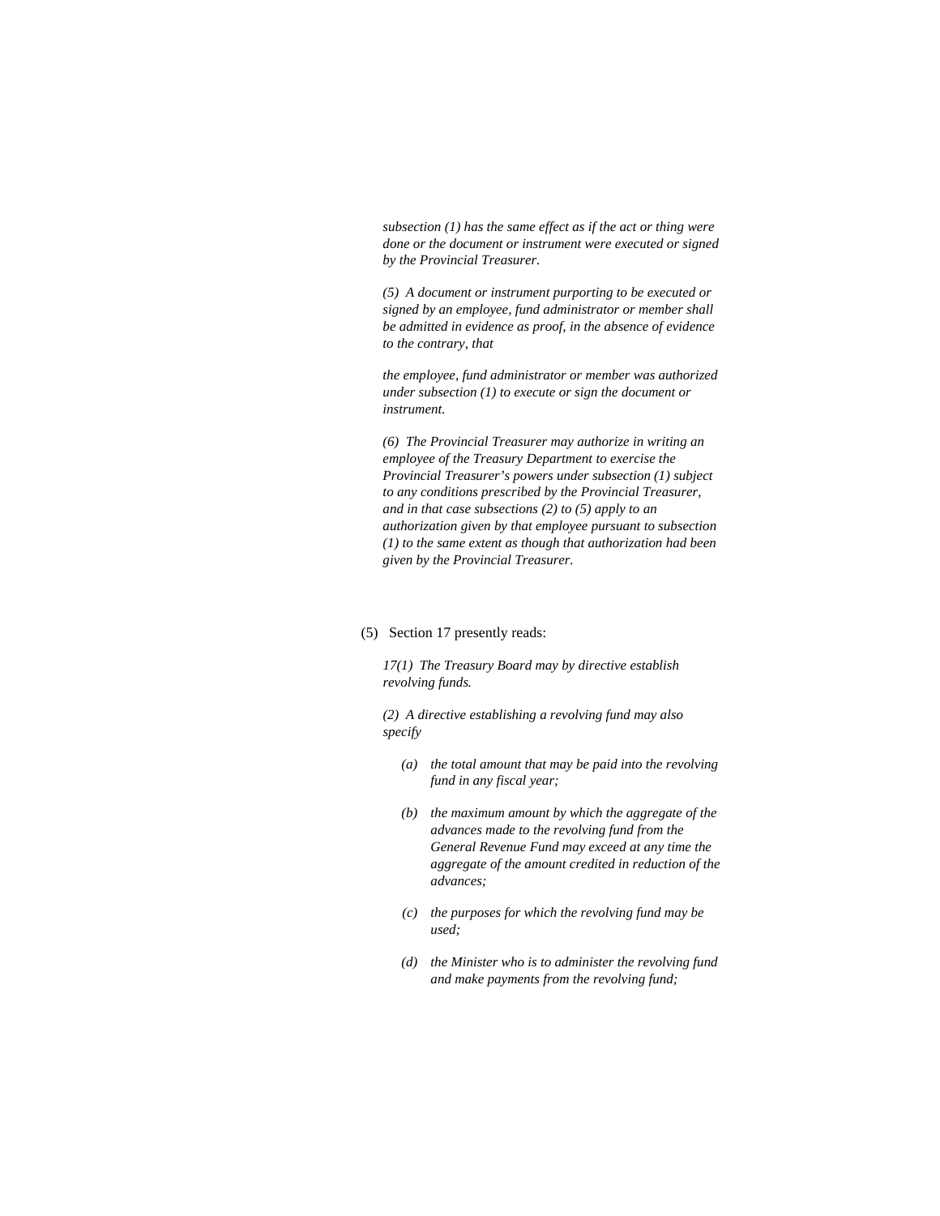*subsection (1) has the same effect as if the act or thing were done or the document or instrument were executed or signed by the Provincial Treasurer.*

*(5) A document or instrument purporting to be executed or signed by an employee, fund administrator or member shall be admitted in evidence as proof, in the absence of evidence to the contrary, that*

*the employee, fund administrator or member was authorized under subsection (1) to execute or sign the document or instrument.*

*(6) The Provincial Treasurer may authorize in writing an employee of the Treasury Department to exercise the Provincial Treasurer's powers under subsection (1) subject to any conditions prescribed by the Provincial Treasurer, and in that case subsections (2) to (5) apply to an authorization given by that employee pursuant to subsection (1) to the same extent as though that authorization had been given by the Provincial Treasurer.*

(5) Section 17 presently reads:

*17(1) The Treasury Board may by directive establish revolving funds.*

*(2) A directive establishing a revolving fund may also specify*

- *(a) the total amount that may be paid into the revolving fund in any fiscal year;*
- *(b) the maximum amount by which the aggregate of the advances made to the revolving fund from the General Revenue Fund may exceed at any time the aggregate of the amount credited in reduction of the advances;*
- *(c) the purposes for which the revolving fund may be used;*
- *(d) the Minister who is to administer the revolving fund and make payments from the revolving fund;*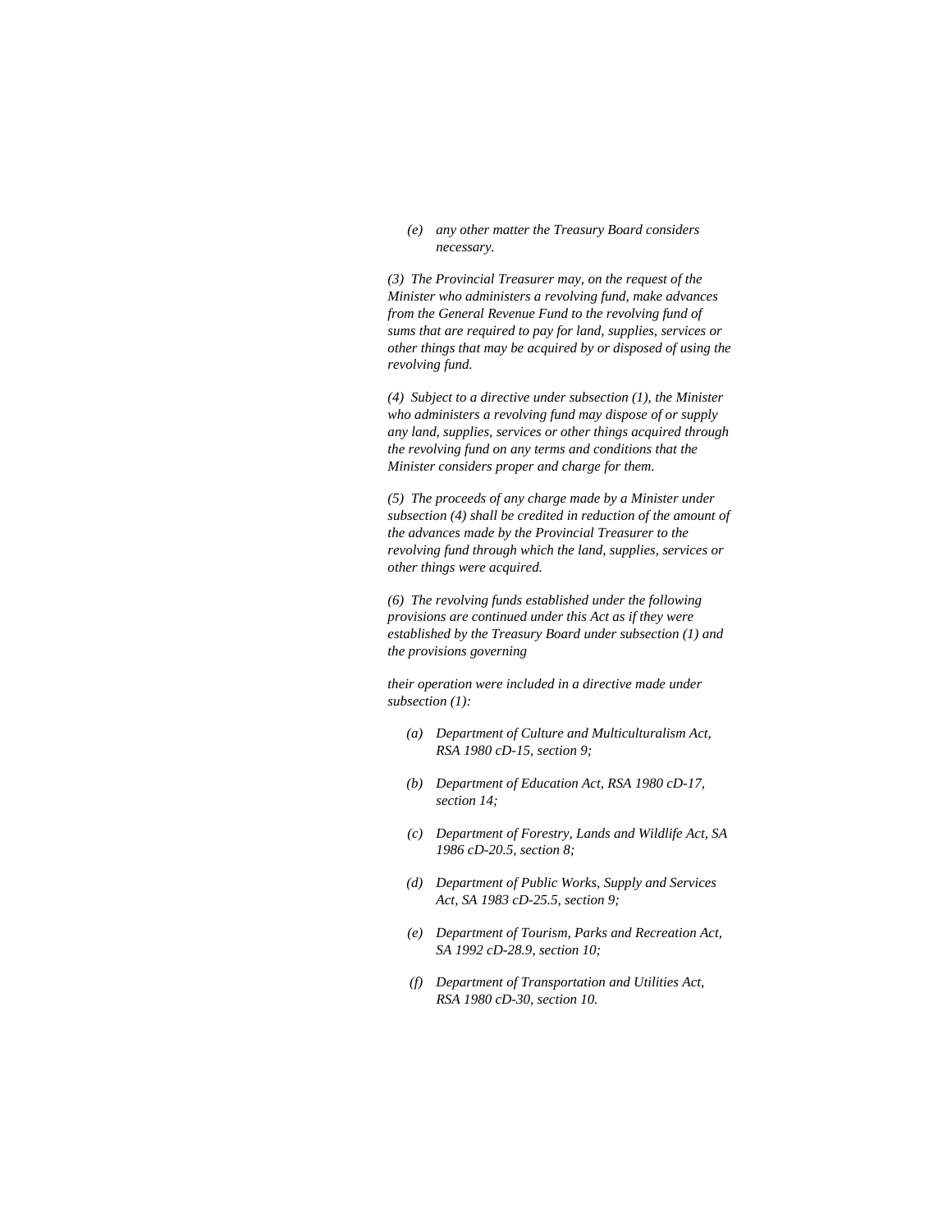*(e) any other matter the Treasury Board considers necessary.*

*(3) The Provincial Treasurer may, on the request of the Minister who administers a revolving fund, make advances from the General Revenue Fund to the revolving fund of sums that are required to pay for land, supplies, services or other things that may be acquired by or disposed of using the revolving fund.*

*(4) Subject to a directive under subsection (1), the Minister who administers a revolving fund may dispose of or supply any land, supplies, services or other things acquired through the revolving fund on any terms and conditions that the Minister considers proper and charge for them.*

*(5) The proceeds of any charge made by a Minister under subsection (4) shall be credited in reduction of the amount of the advances made by the Provincial Treasurer to the revolving fund through which the land, supplies, services or other things were acquired.*

*(6) The revolving funds established under the following provisions are continued under this Act as if they were established by the Treasury Board under subsection (1) and the provisions governing their operation were included in a directive made under subsection (1):*

*(a) Department of Culture and Multiculturalism Act, RSA 1980 cD-15, section 9;*

*(b) Department of Education Act, RSA 1980 cD-17, section 14;*

*(c) Department of Forestry, Lands and Wildlife Act, SA 1986 cD-20.5, section 8;*

*(d) Department of Public Works, Supply and Services Act, SA 1983 cD-25.5, section 9;*

*(e) Department of Tourism, Parks and Recreation Act, SA 1992 cD-28.9, section 10;*

*(f) Department of Transportation and Utilities Act, RSA 1980 cD-30, section 10.*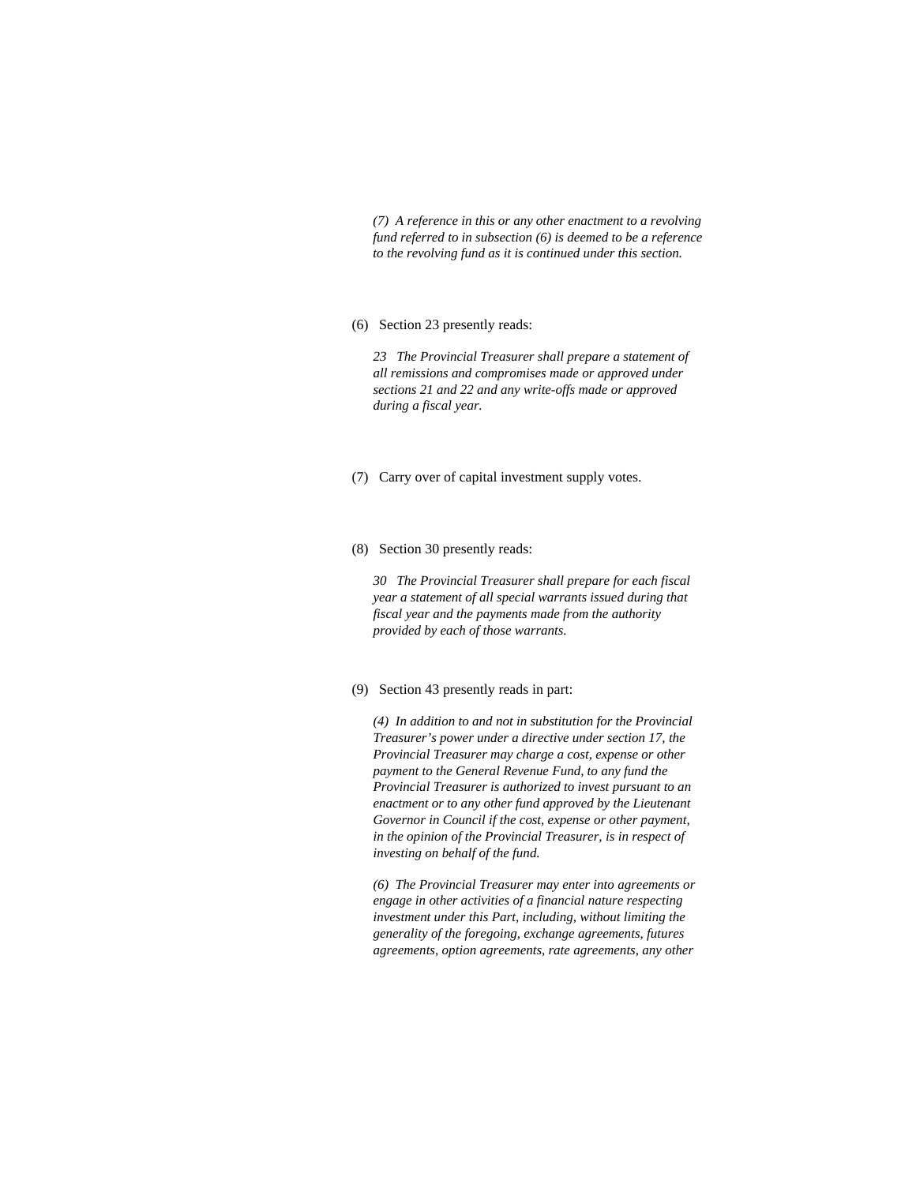*(7) A reference in this or any other enactment to a revolving fund referred to in subsection (6) is deemed to be a reference to the revolving fund as it is continued under this section.*

(6) Section 23 presently reads:

*23 The Provincial Treasurer shall prepare a statement of all remissions and compromises made or approved under sections 21 and 22 and any write-offs made or approved during a fiscal year.*

(7) Carry over of capital investment supply votes.

(8) Section 30 presently reads:

*30 The Provincial Treasurer shall prepare for each fiscal year a statement of all special warrants issued during that fiscal year and the payments made from the authority provided by each of those warrants.*

(9) Section 43 presently reads in part:

*(4) In addition to and not in substitution for the Provincial Treasurer's power under a directive under section 17, the Provincial Treasurer may charge a cost, expense or other payment to the General Revenue Fund, to any fund the Provincial Treasurer is authorized to invest pursuant to an enactment or to any other fund approved by the Lieutenant Governor in Council if the cost, expense or other payment, in the opinion of the Provincial Treasurer, is in respect of investing on behalf of the fund.*

*(6) The Provincial Treasurer may enter into agreements or engage in other activities of a financial nature respecting investment under this Part, including, without limiting the generality of the foregoing, exchange agreements, futures agreements, option agreements, rate agreements, any other*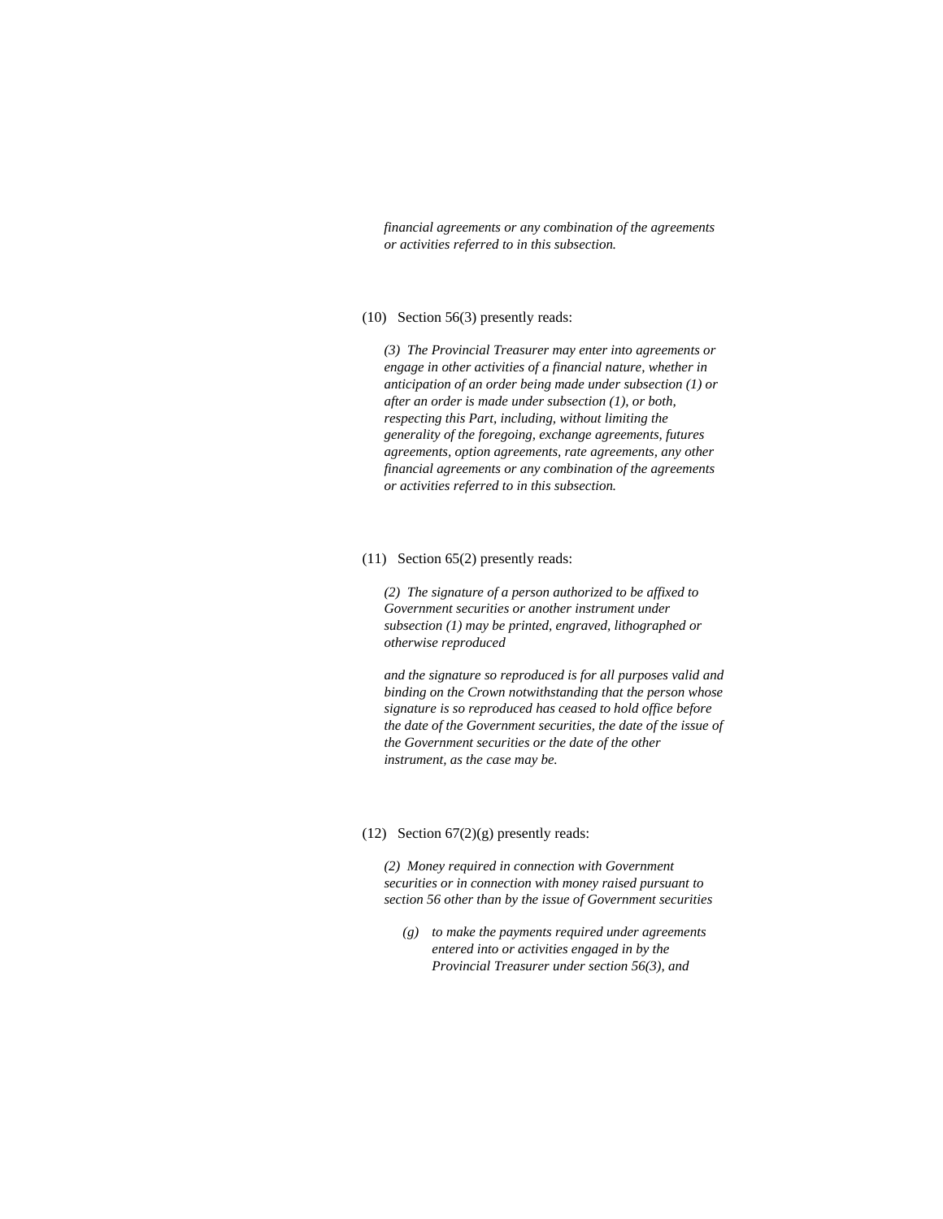*financial agreements or any combination of the agreements or activities referred to in this subsection.*

(10) Section 56(3) presently reads:

*(3) The Provincial Treasurer may enter into agreements or engage in other activities of a financial nature, whether in anticipation of an order being made under subsection (1) or after an order is made under subsection (1), or both, respecting this Part, including, without limiting the generality of the foregoing, exchange agreements, futures agreements, option agreements, rate agreements, any other financial agreements or any combination of the agreements or activities referred to in this subsection.*

(11) Section 65(2) presently reads:

*(2) The signature of a person authorized to be affixed to Government securities or another instrument under subsection (1) may be printed, engraved, lithographed or otherwise reproduced*

*and the signature so reproduced is for all purposes valid and binding on the Crown notwithstanding that the person whose signature is so reproduced has ceased to hold office before the date of the Government securities, the date of the issue of the Government securities or the date of the other instrument, as the case may be.*

(12) Section 67(2)(g) presently reads:

*(2) Money required in connection with Government securities or in connection with money raised pursuant to section 56 other than by the issue of Government securities*

*(g) to make the payments required under agreements entered into or activities engaged in by the Provincial Treasurer under section 56(3), and*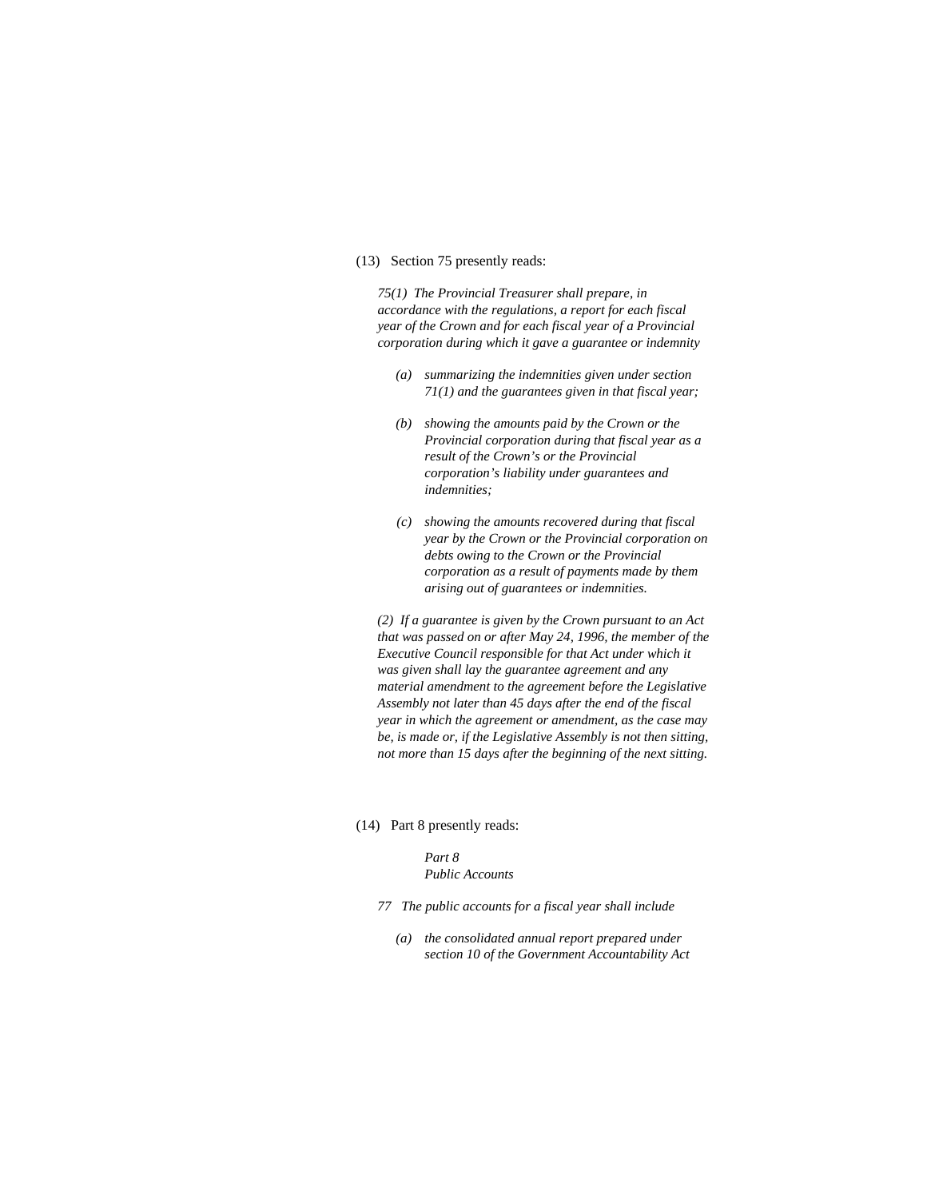(13) Section 75 presently reads:

*75(1) The Provincial Treasurer shall prepare, in accordance with the regulations, a report for each fiscal year of the Crown and for each fiscal year of a Provincial corporation during which it gave a guarantee or indemnity*

*(a) summarizing the indemnities given under section 71(1) and the guarantees given in that fiscal year;*

*(b) showing the amounts paid by the Crown or the Provincial corporation during that fiscal year as a result of the Crown's or the Provincial corporation's liability under guarantees and indemnities;*

*(c) showing the amounts recovered during that fiscal year by the Crown or the Provincial corporation on debts owing to the Crown or the Provincial corporation as a result of payments made by them arising out of guarantees or indemnities.*

*(2) If a guarantee is given by the Crown pursuant to an Act that was passed on or after May 24, 1996, the member of the Executive Council responsible for that Act under which it was given shall lay the guarantee agreement and any material amendment to the agreement before the Legislative Assembly not later than 45 days after the end of the fiscal year in which the agreement or amendment, as the case may be, is made or, if the Legislative Assembly is not then sitting, not more than 15 days after the beginning of the next sitting.*

(14) Part 8 presently reads:

*Part 8*
*Public Accounts*

*77 The public accounts for a fiscal year shall include*

*(a) the consolidated annual report prepared under section 10 of the Government Accountability Act*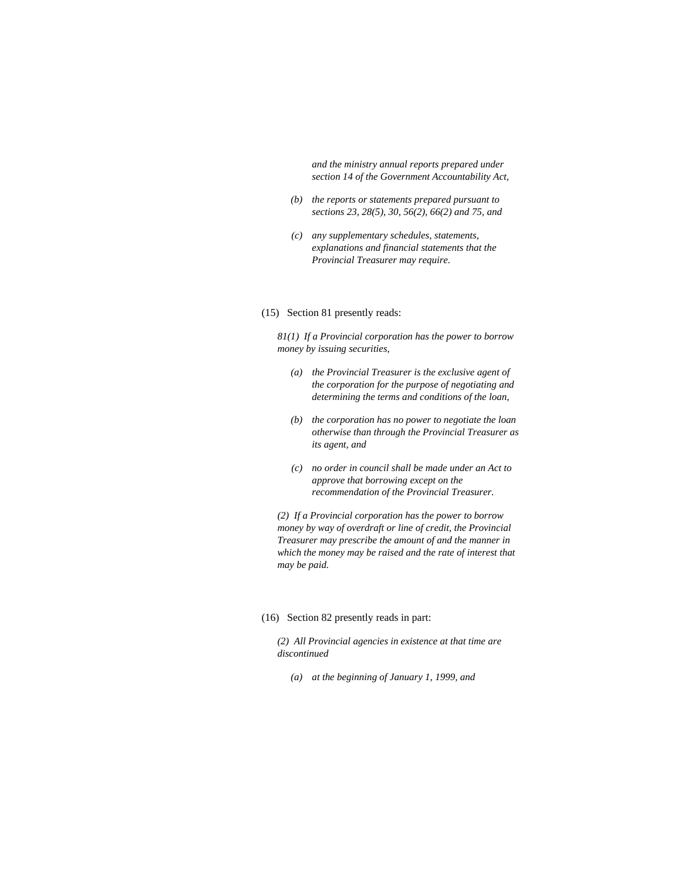*and the ministry annual reports prepared under section 14 of the Government Accountability Act,*

*(b) the reports or statements prepared pursuant to sections 23, 28(5), 30, 56(2), 66(2) and 75, and*

*(c) any supplementary schedules, statements, explanations and financial statements that the Provincial Treasurer may require.*

(15) Section 81 presently reads:

*81(1) If a Provincial corporation has the power to borrow money by issuing securities,*

*(a) the Provincial Treasurer is the exclusive agent of the corporation for the purpose of negotiating and determining the terms and conditions of the loan,*

*(b) the corporation has no power to negotiate the loan otherwise than through the Provincial Treasurer as its agent, and*

*(c) no order in council shall be made under an Act to approve that borrowing except on the recommendation of the Provincial Treasurer.*

*(2) If a Provincial corporation has the power to borrow money by way of overdraft or line of credit, the Provincial Treasurer may prescribe the amount of and the manner in which the money may be raised and the rate of interest that may be paid.*

(16) Section 82 presently reads in part:

*(2) All Provincial agencies in existence at that time are discontinued*

*(a) at the beginning of January 1, 1999, and*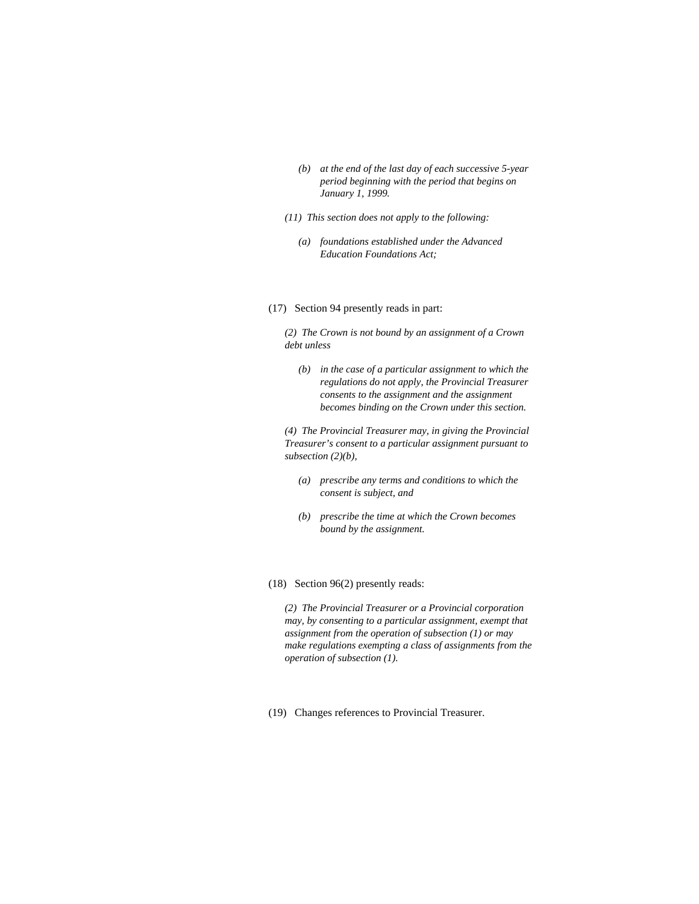*(b) at the end of the last day of each successive 5-year period beginning with the period that begins on January 1, 1999.*

*(11) This section does not apply to the following:*

*(a) foundations established under the Advanced Education Foundations Act;*

(17) Section 94 presently reads in part:

*(2) The Crown is not bound by an assignment of a Crown debt unless*

*(b) in the case of a particular assignment to which the regulations do not apply, the Provincial Treasurer consents to the assignment and the assignment becomes binding on the Crown under this section.*

*(4) The Provincial Treasurer may, in giving the Provincial Treasurer's consent to a particular assignment pursuant to subsection (2)(b),*

*(a) prescribe any terms and conditions to which the consent is subject, and*

*(b) prescribe the time at which the Crown becomes bound by the assignment.*

(18) Section 96(2) presently reads:

*(2) The Provincial Treasurer or a Provincial corporation may, by consenting to a particular assignment, exempt that assignment from the operation of subsection (1) or may make regulations exempting a class of assignments from the operation of subsection (1).*

(19) Changes references to Provincial Treasurer.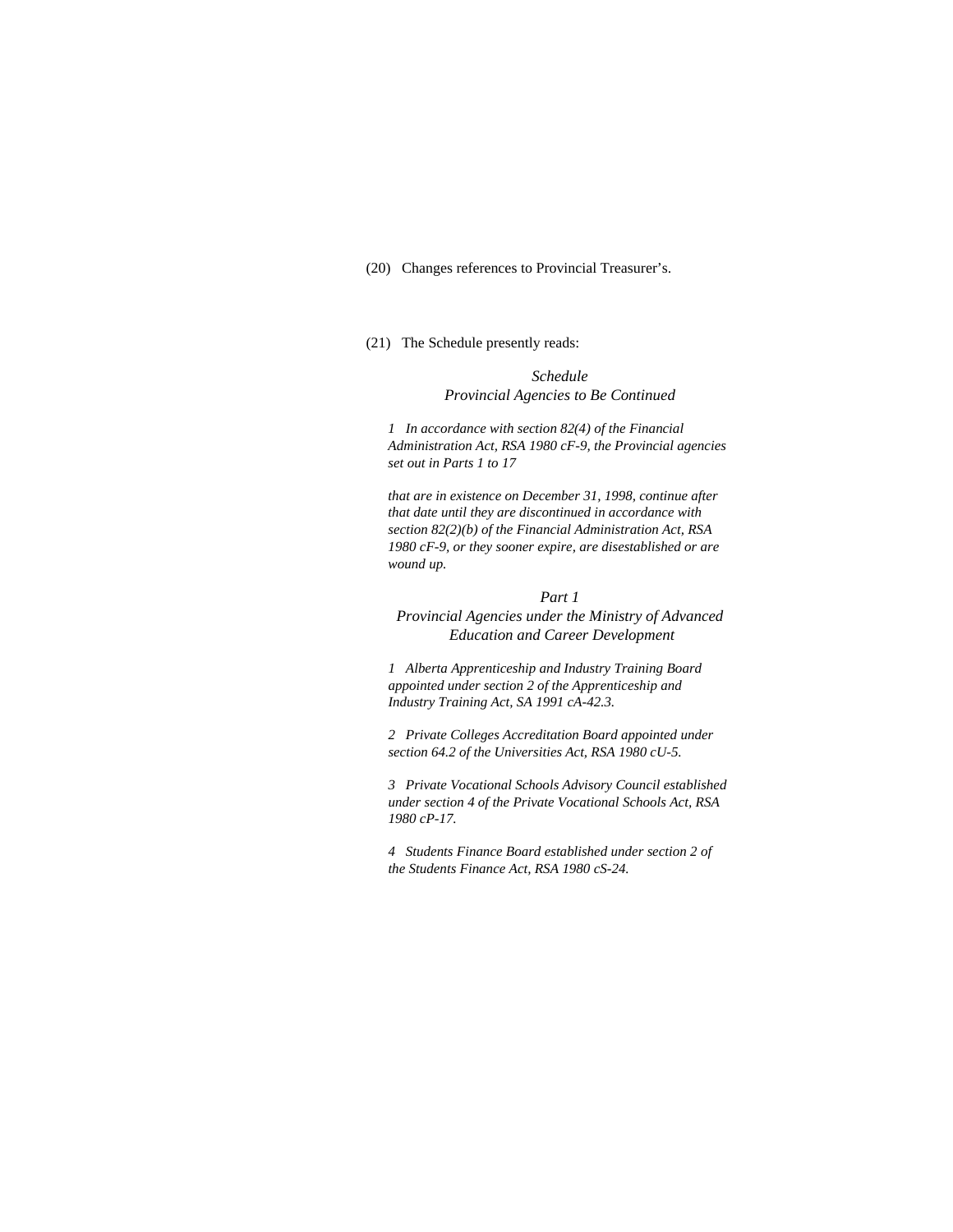(20) Changes references to Provincial Treasurer's.

(21) The Schedule presently reads:

*Schedule*
*Provincial Agencies to Be Continued*

*1 In accordance with section 82(4) of the Financial Administration Act, RSA 1980 cF-9, the Provincial agencies set out in Parts 1 to 17*

*that are in existence on December 31, 1998, continue after that date until they are discontinued in accordance with section 82(2)(b) of the Financial Administration Act, RSA 1980 cF-9, or they sooner expire, are disestablished or are wound up.*

*Part 1*
*Provincial Agencies under the Ministry of Advanced Education and Career Development*

*1 Alberta Apprenticeship and Industry Training Board appointed under section 2 of the Apprenticeship and Industry Training Act, SA 1991 cA-42.3.*

*2 Private Colleges Accreditation Board appointed under section 64.2 of the Universities Act, RSA 1980 cU-5.*

*3 Private Vocational Schools Advisory Council established under section 4 of the Private Vocational Schools Act, RSA 1980 cP-17.*

*4 Students Finance Board established under section 2 of the Students Finance Act, RSA 1980 cS-24.*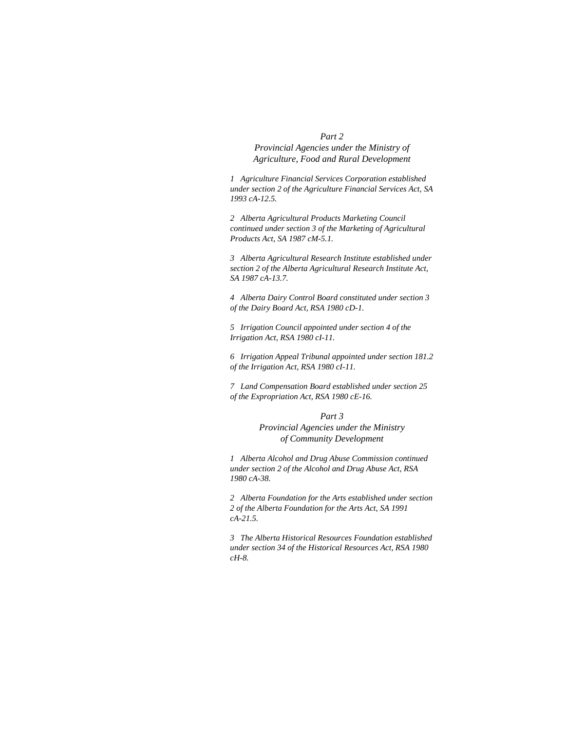*Part 2*
*Provincial Agencies under the Ministry of Agriculture, Food and Rural Development*

*1 Agriculture Financial Services Corporation established under section 2 of the Agriculture Financial Services Act, SA 1993 cA-12.5.*

*2 Alberta Agricultural Products Marketing Council continued under section 3 of the Marketing of Agricultural Products Act, SA 1987 cM-5.1.*

*3 Alberta Agricultural Research Institute established under section 2 of the Alberta Agricultural Research Institute Act, SA 1987 cA-13.7.*

*4 Alberta Dairy Control Board constituted under section 3 of the Dairy Board Act, RSA 1980 cD-1.*

*5 Irrigation Council appointed under section 4 of the Irrigation Act, RSA 1980 cI-11.*

*6 Irrigation Appeal Tribunal appointed under section 181.2 of the Irrigation Act, RSA 1980 cI-11.*

*7 Land Compensation Board established under section 25 of the Expropriation Act, RSA 1980 cE-16.*

*Part 3*
*Provincial Agencies under the Ministry of Community Development*

*1 Alberta Alcohol and Drug Abuse Commission continued under section 2 of the Alcohol and Drug Abuse Act, RSA 1980 cA-38.*

*2 Alberta Foundation for the Arts established under section 2 of the Alberta Foundation for the Arts Act, SA 1991 cA-21.5.*

*3 The Alberta Historical Resources Foundation established under section 34 of the Historical Resources Act, RSA 1980 cH-8.*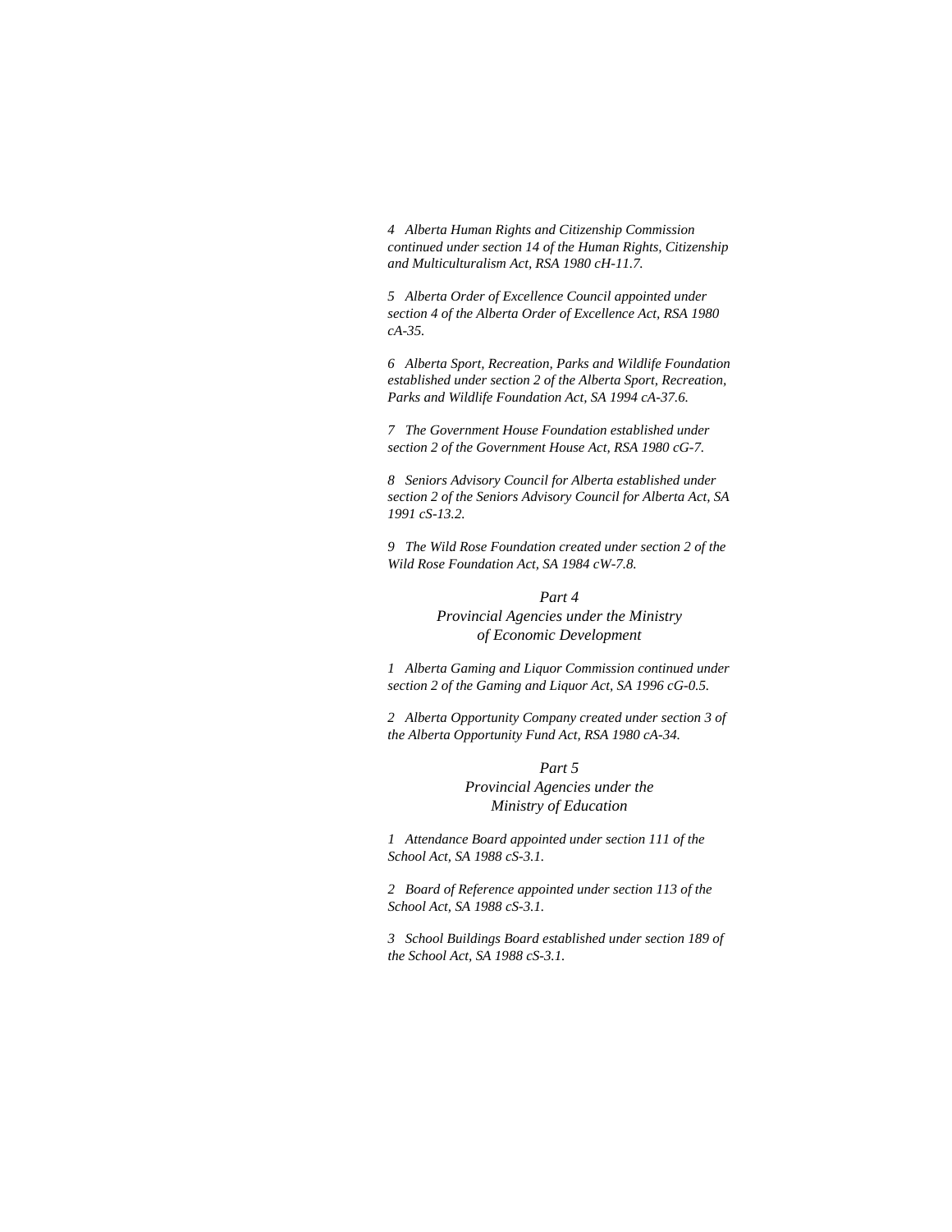*4 Alberta Human Rights and Citizenship Commission continued under section 14 of the Human Rights, Citizenship and Multiculturalism Act, RSA 1980 cH-11.7.*

*5 Alberta Order of Excellence Council appointed under section 4 of the Alberta Order of Excellence Act, RSA 1980 cA-35.*

*6 Alberta Sport, Recreation, Parks and Wildlife Foundation established under section 2 of the Alberta Sport, Recreation, Parks and Wildlife Foundation Act, SA 1994 cA-37.6.*

*7 The Government House Foundation established under section 2 of the Government House Act, RSA 1980 cG-7.*

*8 Seniors Advisory Council for Alberta established under section 2 of the Seniors Advisory Council for Alberta Act, SA 1991 cS-13.2.*

*9 The Wild Rose Foundation created under section 2 of the Wild Rose Foundation Act, SA 1984 cW-7.8.*

## *Part 4*
## *Provincial Agencies under the Ministry of Economic Development*

*1 Alberta Gaming and Liquor Commission continued under section 2 of the Gaming and Liquor Act, SA 1996 cG-0.5.*

*2 Alberta Opportunity Company created under section 3 of the Alberta Opportunity Fund Act, RSA 1980 cA-34.*

## *Part 5*
## *Provincial Agencies under the Ministry of Education*

*1 Attendance Board appointed under section 111 of the School Act, SA 1988 cS-3.1.*

*2 Board of Reference appointed under section 113 of the School Act, SA 1988 cS-3.1.*

*3 School Buildings Board established under section 189 of the School Act, SA 1988 cS-3.1.*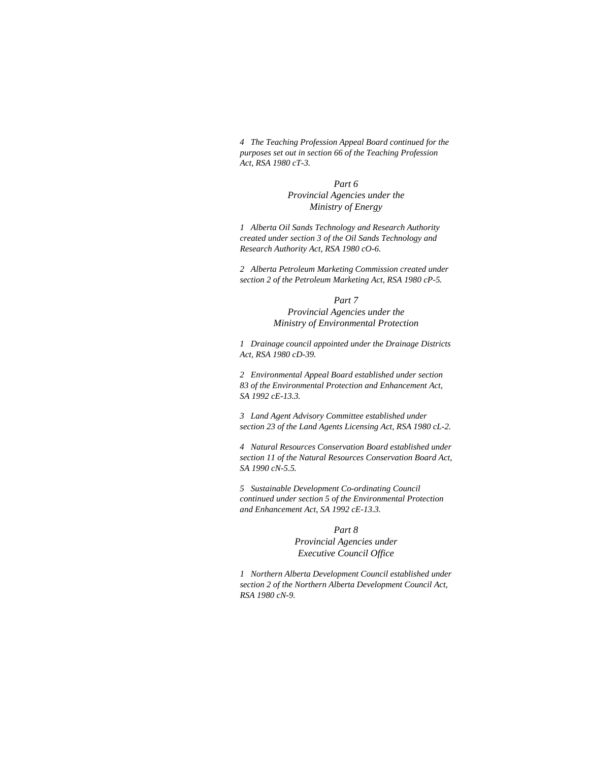*4 The Teaching Profession Appeal Board continued for the purposes set out in section 66 of the Teaching Profession Act, RSA 1980 cT-3.*

*Part 6*
*Provincial Agencies under the Ministry of Energy*

*1 Alberta Oil Sands Technology and Research Authority created under section 3 of the Oil Sands Technology and Research Authority Act, RSA 1980 cO-6.*

*2 Alberta Petroleum Marketing Commission created under section 2 of the Petroleum Marketing Act, RSA 1980 cP-5.*

*Part 7*
*Provincial Agencies under the Ministry of Environmental Protection*

*1 Drainage council appointed under the Drainage Districts Act, RSA 1980 cD-39.*

*2 Environmental Appeal Board established under section 83 of the Environmental Protection and Enhancement Act, SA 1992 cE-13.3.*

*3 Land Agent Advisory Committee established under section 23 of the Land Agents Licensing Act, RSA 1980 cL-2.*

*4 Natural Resources Conservation Board established under section 11 of the Natural Resources Conservation Board Act, SA 1990 cN-5.5.*

*5 Sustainable Development Co-ordinating Council continued under section 5 of the Environmental Protection and Enhancement Act, SA 1992 cE-13.3.*

*Part 8*
*Provincial Agencies under Executive Council Office*

*1 Northern Alberta Development Council established under section 2 of the Northern Alberta Development Council Act, RSA 1980 cN-9.*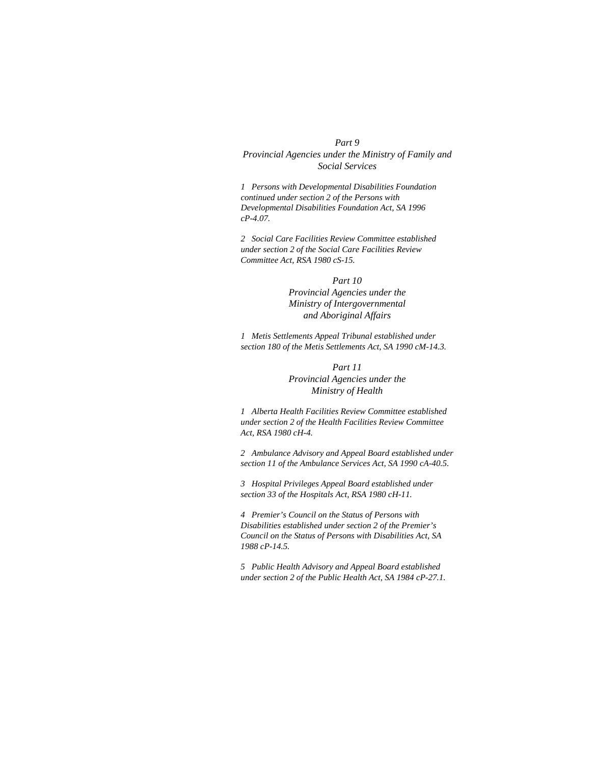*Part 9*
*Provincial Agencies under the Ministry of Family and Social Services*

*1 Persons with Developmental Disabilities Foundation continued under section 2 of the Persons with Developmental Disabilities Foundation Act, SA 1996 cP-4.07.*

*2 Social Care Facilities Review Committee established under section 2 of the Social Care Facilities Review Committee Act, RSA 1980 cS-15.*

*Part 10*
*Provincial Agencies under the Ministry of Intergovernmental and Aboriginal Affairs*

*1 Metis Settlements Appeal Tribunal established under section 180 of the Metis Settlements Act, SA 1990 cM-14.3.*

*Part 11*
*Provincial Agencies under the Ministry of Health*

*1 Alberta Health Facilities Review Committee established under section 2 of the Health Facilities Review Committee Act, RSA 1980 cH-4.*

*2 Ambulance Advisory and Appeal Board established under section 11 of the Ambulance Services Act, SA 1990 cA-40.5.*

*3 Hospital Privileges Appeal Board established under section 33 of the Hospitals Act, RSA 1980 cH-11.*

*4 Premier's Council on the Status of Persons with Disabilities established under section 2 of the Premier's Council on the Status of Persons with Disabilities Act, SA 1988 cP-14.5.*

*5 Public Health Advisory and Appeal Board established under section 2 of the Public Health Act, SA 1984 cP-27.1.*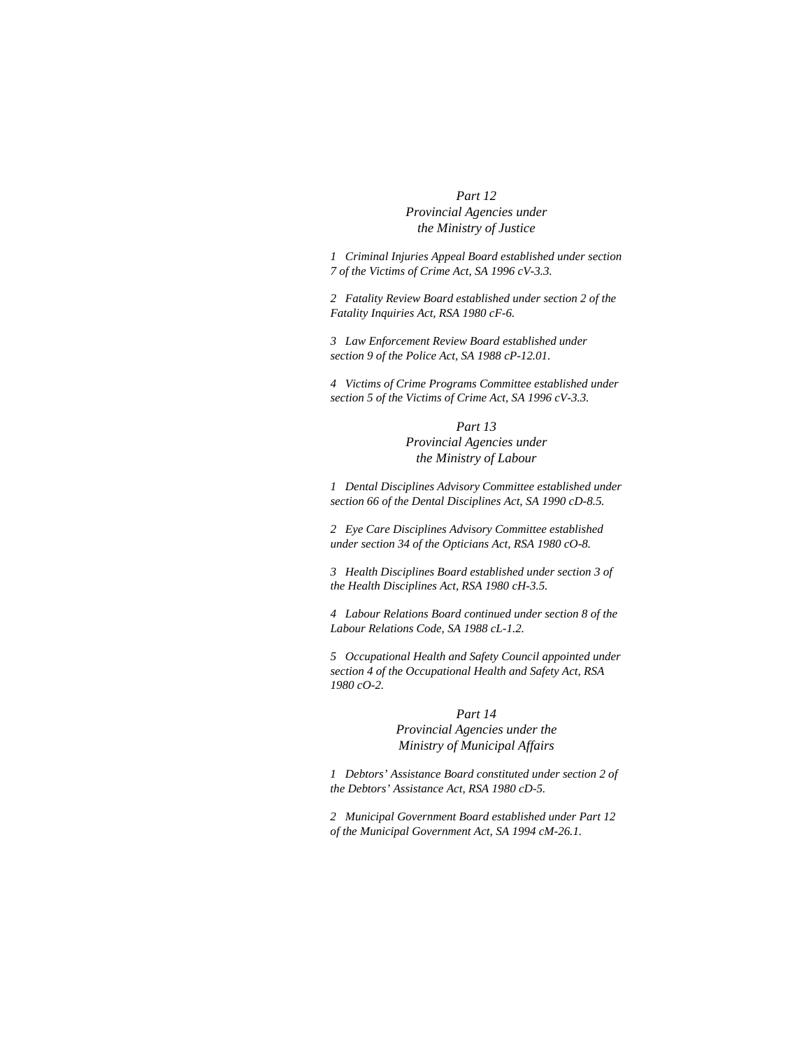## *Part 12*
## *Provincial Agencies under the Ministry of Justice*

*1 Criminal Injuries Appeal Board established under section 7 of the Victims of Crime Act, SA 1996 cV-3.3.*

*2 Fatality Review Board established under section 2 of the Fatality Inquiries Act, RSA 1980 cF-6.*

*3 Law Enforcement Review Board established under section 9 of the Police Act, SA 1988 cP-12.01.*

*4 Victims of Crime Programs Committee established under section 5 of the Victims of Crime Act, SA 1996 cV-3.3.*

## *Part 13*
## *Provincial Agencies under the Ministry of Labour*

*1 Dental Disciplines Advisory Committee established under section 66 of the Dental Disciplines Act, SA 1990 cD-8.5.*

*2 Eye Care Disciplines Advisory Committee established under section 34 of the Opticians Act, RSA 1980 cO-8.*

*3 Health Disciplines Board established under section 3 of the Health Disciplines Act, RSA 1980 cH-3.5.*

*4 Labour Relations Board continued under section 8 of the Labour Relations Code, SA 1988 cL-1.2.*

*5 Occupational Health and Safety Council appointed under section 4 of the Occupational Health and Safety Act, RSA 1980 cO-2.*

## *Part 14*
## *Provincial Agencies under the Ministry of Municipal Affairs*

*1 Debtors' Assistance Board constituted under section 2 of the Debtors' Assistance Act, RSA 1980 cD-5.*

*2 Municipal Government Board established under Part 12 of the Municipal Government Act, SA 1994 cM-26.1.*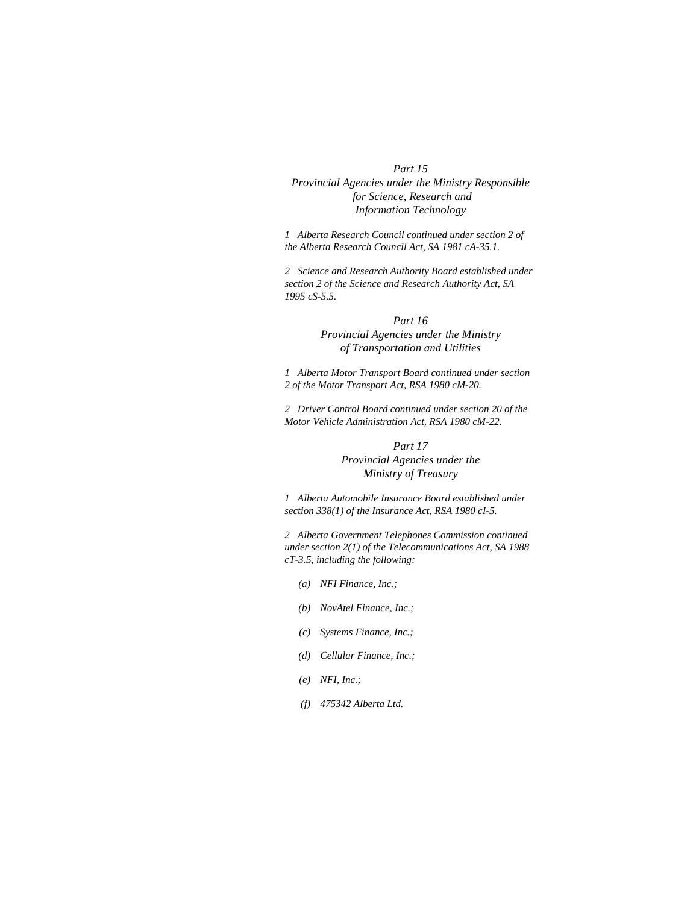*Part 15*
*Provincial Agencies under the Ministry Responsible for Science, Research and Information Technology*

*1 Alberta Research Council continued under section 2 of the Alberta Research Council Act, SA 1981 cA-35.1.*

*2 Science and Research Authority Board established under section 2 of the Science and Research Authority Act, SA 1995 cS-5.5.*

*Part 16*
*Provincial Agencies under the Ministry of Transportation and Utilities*

*1 Alberta Motor Transport Board continued under section 2 of the Motor Transport Act, RSA 1980 cM-20.*

*2 Driver Control Board continued under section 20 of the Motor Vehicle Administration Act, RSA 1980 cM-22.*

*Part 17*
*Provincial Agencies under the Ministry of Treasury*

*1 Alberta Automobile Insurance Board established under section 338(1) of the Insurance Act, RSA 1980 cI-5.*

*2 Alberta Government Telephones Commission continued under section 2(1) of the Telecommunications Act, SA 1988 cT-3.5, including the following:*

- *(a) NFI Finance, Inc.;*
- *(b) NovAtel Finance, Inc.;*
- *(c) Systems Finance, Inc.;*
- *(d) Cellular Finance, Inc.;*
- *(e) NFI, Inc.;*
- *(f) 475342 Alberta Ltd.*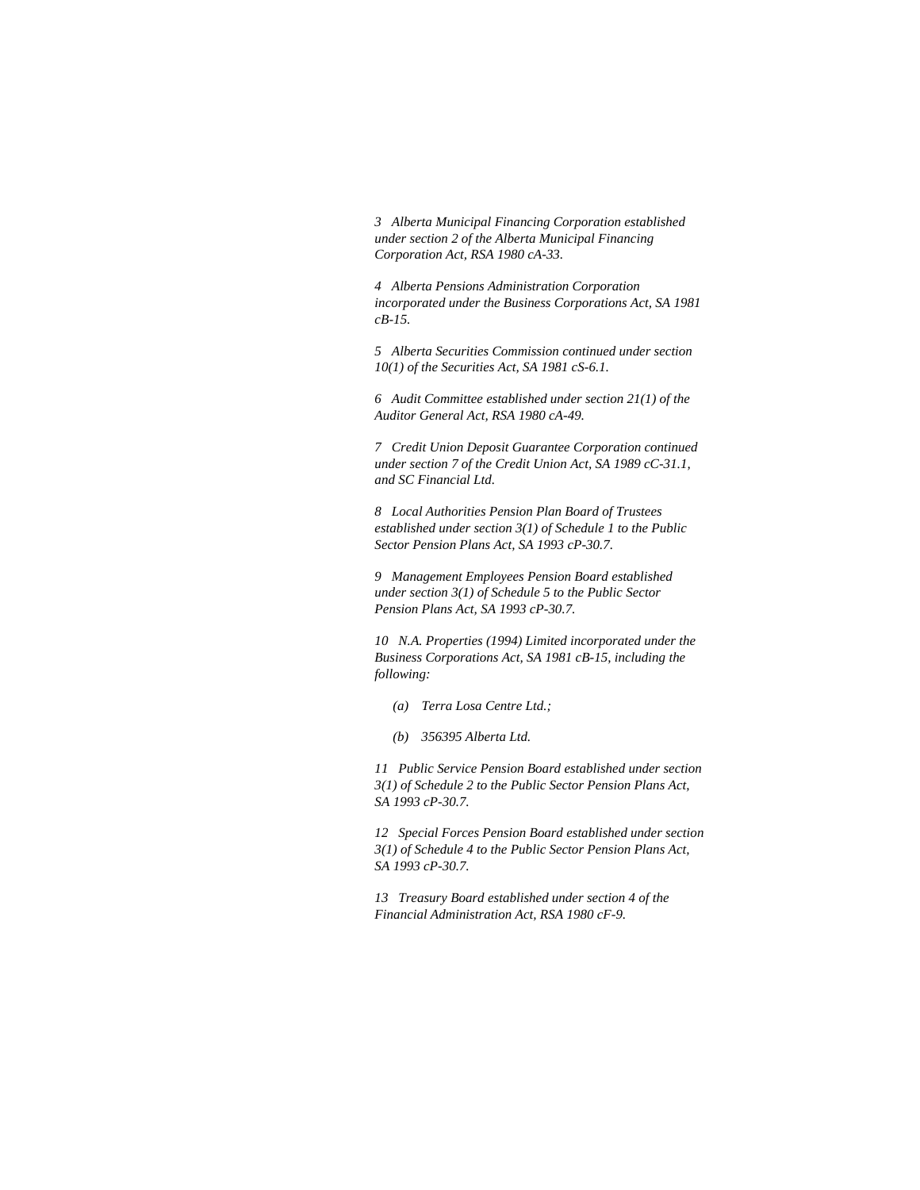*3 Alberta Municipal Financing Corporation established under section 2 of the Alberta Municipal Financing Corporation Act, RSA 1980 cA-33.*

*4 Alberta Pensions Administration Corporation incorporated under the Business Corporations Act, SA 1981 cB-15.*

*5 Alberta Securities Commission continued under section 10(1) of the Securities Act, SA 1981 cS-6.1.*

*6 Audit Committee established under section 21(1) of the Auditor General Act, RSA 1980 cA-49.*

*7 Credit Union Deposit Guarantee Corporation continued under section 7 of the Credit Union Act, SA 1989 cC-31.1, and SC Financial Ltd.*

*8 Local Authorities Pension Plan Board of Trustees established under section 3(1) of Schedule 1 to the Public Sector Pension Plans Act, SA 1993 cP-30.7.*

*9 Management Employees Pension Board established under section 3(1) of Schedule 5 to the Public Sector Pension Plans Act, SA 1993 cP-30.7.*

*10 N.A. Properties (1994) Limited incorporated under the Business Corporations Act, SA 1981 cB-15, including the following:*

- *(a) Terra Losa Centre Ltd.;*
- *(b) 356395 Alberta Ltd.*

*11 Public Service Pension Board established under section 3(1) of Schedule 2 to the Public Sector Pension Plans Act, SA 1993 cP-30.7.*

*12 Special Forces Pension Board established under section 3(1) of Schedule 4 to the Public Sector Pension Plans Act, SA 1993 cP-30.7.*

*13 Treasury Board established under section 4 of the Financial Administration Act, RSA 1980 cF-9.*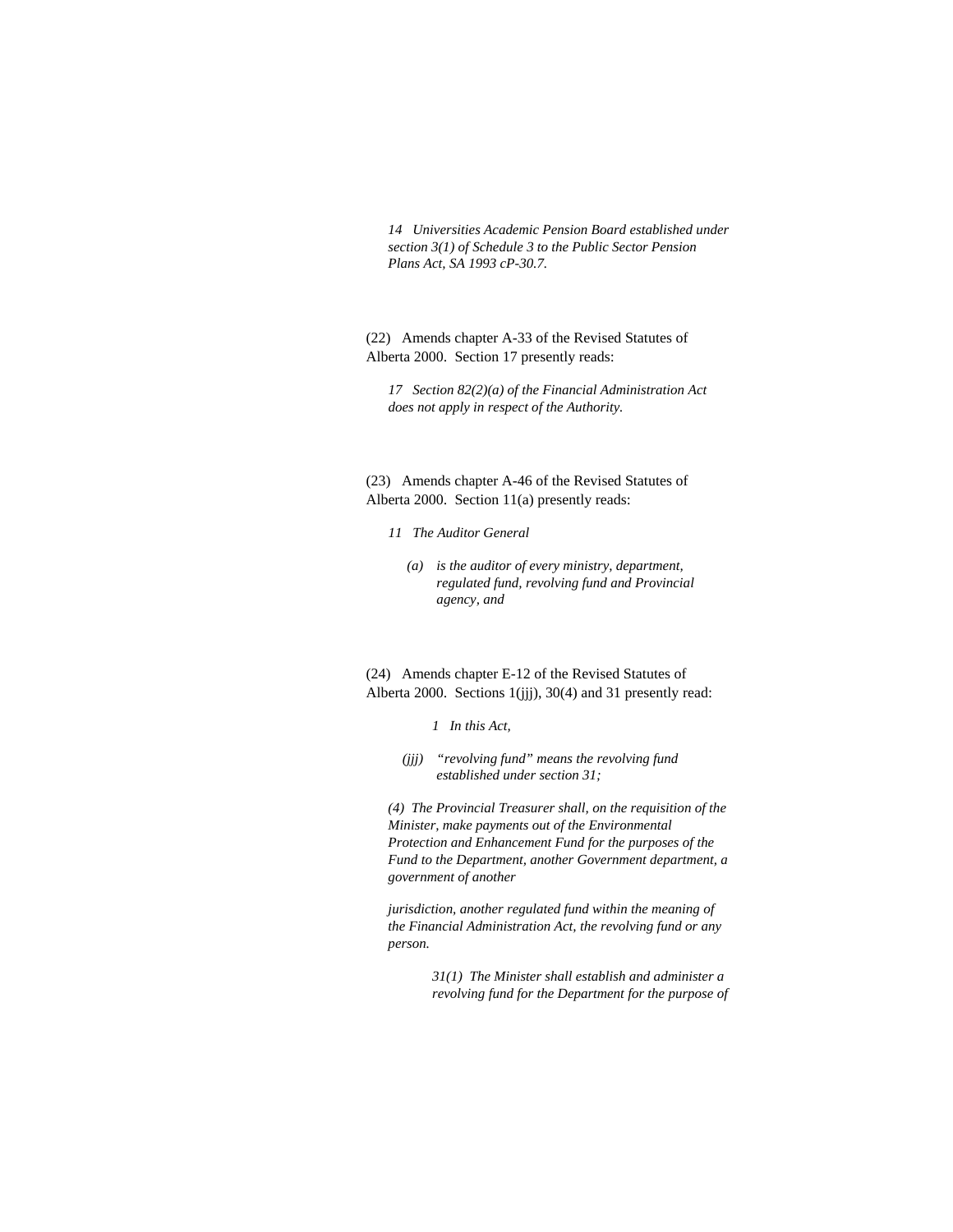*14 Universities Academic Pension Board established under section 3(1) of Schedule 3 to the Public Sector Pension Plans Act, SA 1993 cP-30.7.*

(22) Amends chapter A-33 of the Revised Statutes of Alberta 2000. Section 17 presently reads:

*17 Section 82(2)(a) of the Financial Administration Act does not apply in respect of the Authority.*

(23) Amends chapter A-46 of the Revised Statutes of Alberta 2000. Section 11(a) presently reads:

*11 The Auditor General*

*(a) is the auditor of every ministry, department, regulated fund, revolving fund and Provincial agency, and*

(24) Amends chapter E-12 of the Revised Statutes of Alberta 2000. Sections 1(jjj), 30(4) and 31 presently read:

*1 In this Act,*

*(jjj) "revolving fund" means the revolving fund established under section 31;*

*(4) The Provincial Treasurer shall, on the requisition of the Minister, make payments out of the Environmental Protection and Enhancement Fund for the purposes of the Fund to the Department, another Government department, a government of another jurisdiction, another regulated fund within the meaning of the Financial Administration Act, the revolving fund or any person.*

*31(1) The Minister shall establish and administer a revolving fund for the Department for the purpose of*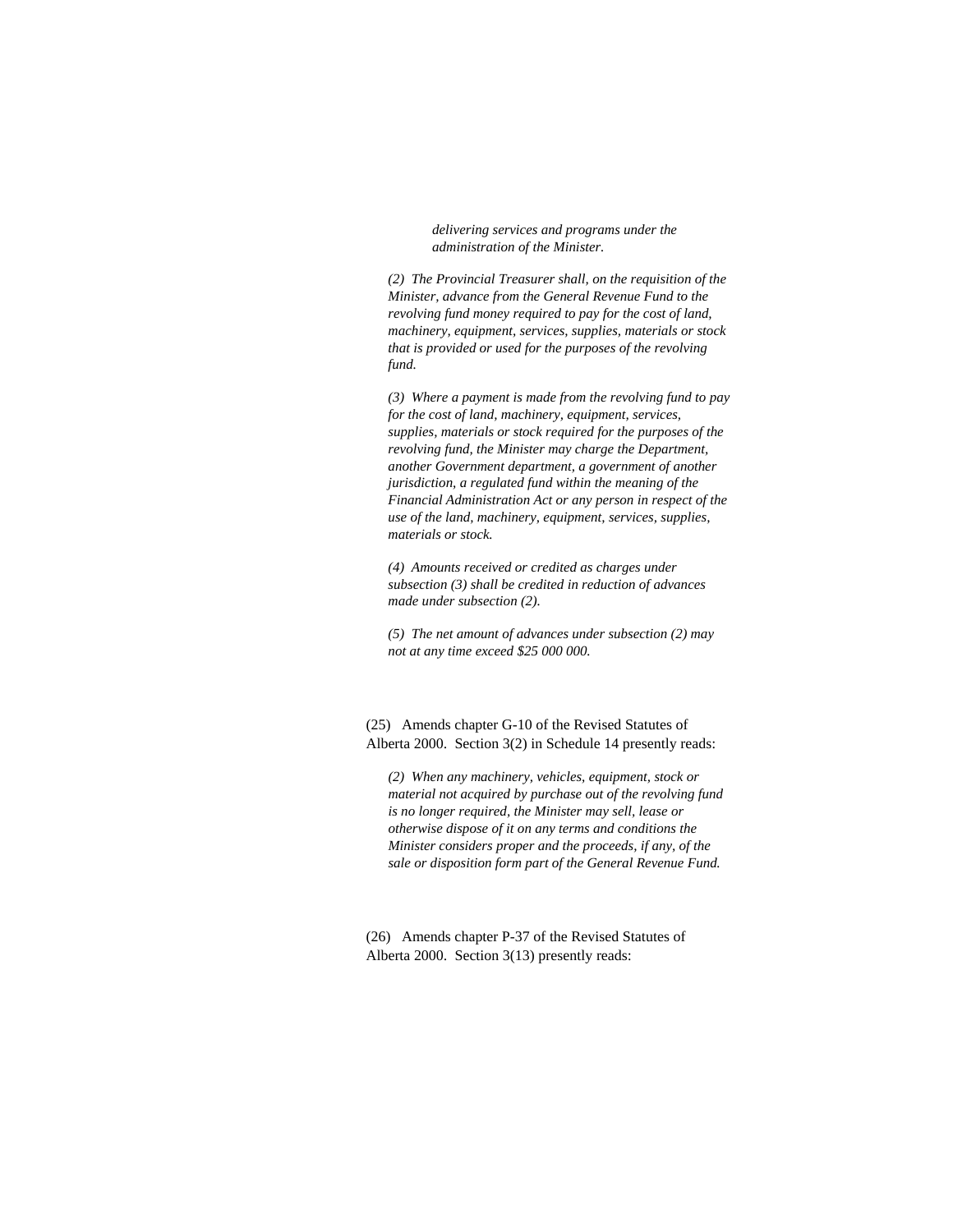*delivering services and programs under the administration of the Minister.*

*(2) The Provincial Treasurer shall, on the requisition of the Minister, advance from the General Revenue Fund to the revolving fund money required to pay for the cost of land, machinery, equipment, services, supplies, materials or stock that is provided or used for the purposes of the revolving fund.*

*(3) Where a payment is made from the revolving fund to pay for the cost of land, machinery, equipment, services, supplies, materials or stock required for the purposes of the revolving fund, the Minister may charge the Department, another Government department, a government of another jurisdiction, a regulated fund within the meaning of the Financial Administration Act or any person in respect of the use of the land, machinery, equipment, services, supplies, materials or stock.*

*(4) Amounts received or credited as charges under subsection (3) shall be credited in reduction of advances made under subsection (2).*

*(5) The net amount of advances under subsection (2) may not at any time exceed $25 000 000.*

(25) Amends chapter G-10 of the Revised Statutes of Alberta 2000. Section 3(2) in Schedule 14 presently reads:

*(2) When any machinery, vehicles, equipment, stock or material not acquired by purchase out of the revolving fund is no longer required, the Minister may sell, lease or otherwise dispose of it on any terms and conditions the Minister considers proper and the proceeds, if any, of the sale or disposition form part of the General Revenue Fund.*

(26) Amends chapter P-37 of the Revised Statutes of Alberta 2000. Section 3(13) presently reads: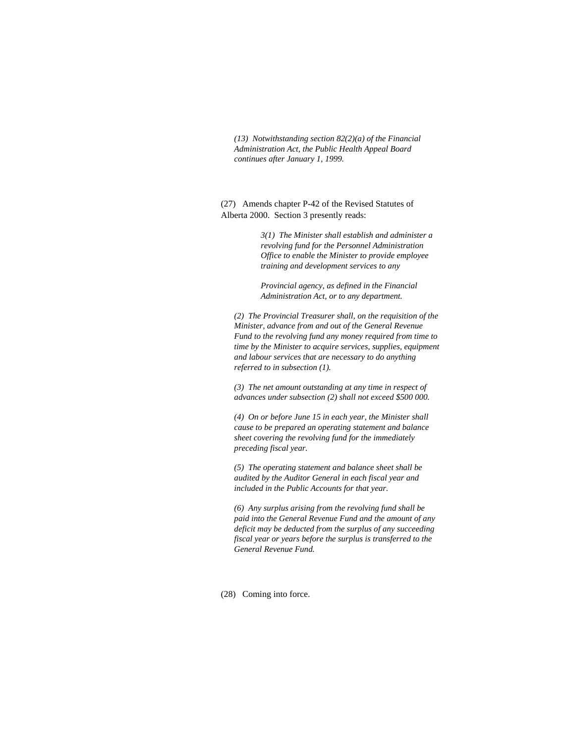*(13) Notwithstanding section 82(2)(a) of the Financial Administration Act, the Public Health Appeal Board continues after January 1, 1999.*

(27) Amends chapter P-42 of the Revised Statutes of Alberta 2000. Section 3 presently reads:

> *3(1) The Minister shall establish and administer a revolving fund for the Personnel Administration Office to enable the Minister to provide employee training and development services to any*
>
> *Provincial agency, as defined in the Financial Administration Act, or to any department.*

*(2) The Provincial Treasurer shall, on the requisition of the Minister, advance from and out of the General Revenue Fund to the revolving fund any money required from time to time by the Minister to acquire services, supplies, equipment and labour services that are necessary to do anything referred to in subsection (1).*

*(3) The net amount outstanding at any time in respect of advances under subsection (2) shall not exceed $500 000.*

*(4) On or before June 15 in each year, the Minister shall cause to be prepared an operating statement and balance sheet covering the revolving fund for the immediately preceding fiscal year.*

*(5) The operating statement and balance sheet shall be audited by the Auditor General in each fiscal year and included in the Public Accounts for that year.*

*(6) Any surplus arising from the revolving fund shall be paid into the General Revenue Fund and the amount of any deficit may be deducted from the surplus of any succeeding fiscal year or years before the surplus is transferred to the General Revenue Fund.*

(28) Coming into force.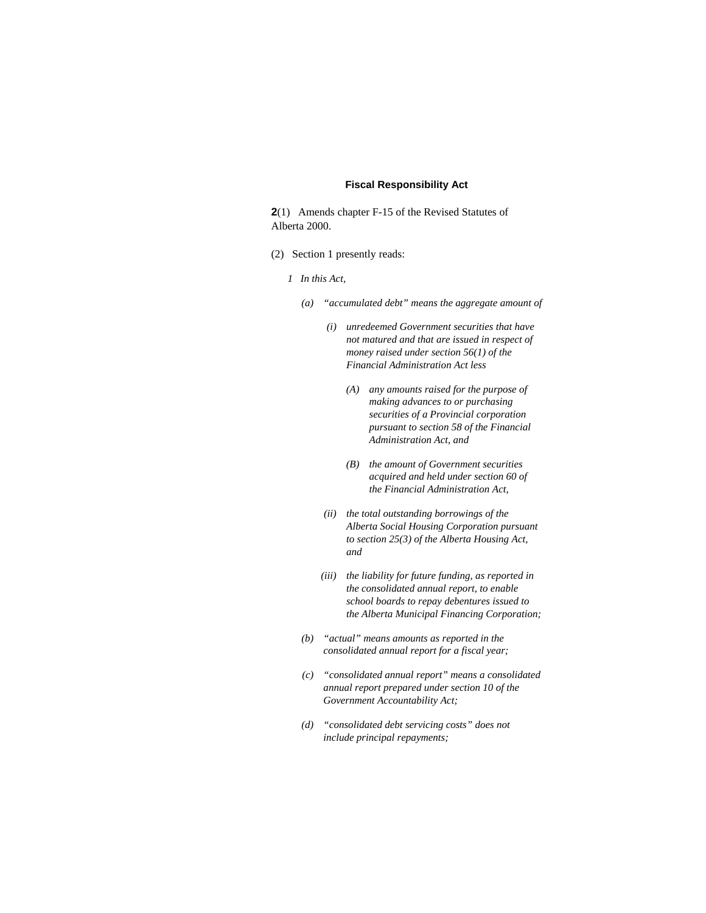**Fiscal Responsibility Act**

**2**(1) Amends chapter F-15 of the Revised Statutes of Alberta 2000.

(2) Section 1 presently reads:

*1 In this Act,*

*(a) "accumulated debt" means the aggregate amount of*

*(i) unredeemed Government securities that have not matured and that are issued in respect of money raised under section 56(1) of the Financial Administration Act less*

*(A) any amounts raised for the purpose of making advances to or purchasing securities of a Provincial corporation pursuant to section 58 of the Financial Administration Act, and*

*(B) the amount of Government securities acquired and held under section 60 of the Financial Administration Act,*

*(ii) the total outstanding borrowings of the Alberta Social Housing Corporation pursuant to section 25(3) of the Alberta Housing Act, and*

*(iii) the liability for future funding, as reported in the consolidated annual report, to enable school boards to repay debentures issued to the Alberta Municipal Financing Corporation;*

*(b) "actual" means amounts as reported in the consolidated annual report for a fiscal year;*

*(c) "consolidated annual report" means a consolidated annual report prepared under section 10 of the Government Accountability Act;*

*(d) "consolidated debt servicing costs" does not include principal repayments;*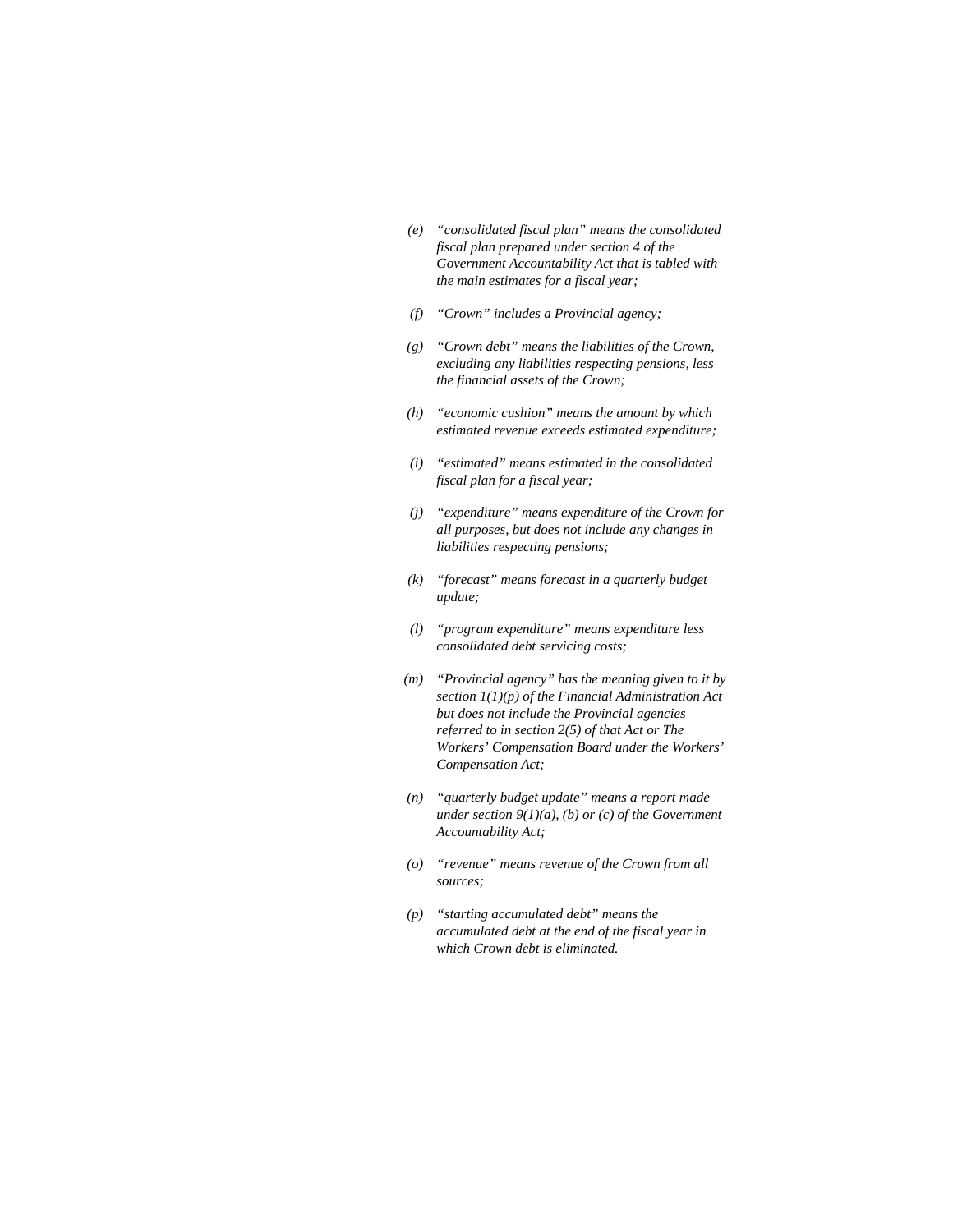*(e) "consolidated fiscal plan" means the consolidated fiscal plan prepared under section 4 of the Government Accountability Act that is tabled with the main estimates for a fiscal year;*

*(f) "Crown" includes a Provincial agency;*

*(g) "Crown debt" means the liabilities of the Crown, excluding any liabilities respecting pensions, less the financial assets of the Crown;*

*(h) "economic cushion" means the amount by which estimated revenue exceeds estimated expenditure;*

*(i) "estimated" means estimated in the consolidated fiscal plan for a fiscal year;*

*(j) "expenditure" means expenditure of the Crown for all purposes, but does not include any changes in liabilities respecting pensions;*

*(k) "forecast" means forecast in a quarterly budget update;*

*(l) "program expenditure" means expenditure less consolidated debt servicing costs;*

*(m) "Provincial agency" has the meaning given to it by section 1(1)(p) of the Financial Administration Act but does not include the Provincial agencies referred to in section 2(5) of that Act or The Workers' Compensation Board under the Workers' Compensation Act;*

*(n) "quarterly budget update" means a report made under section 9(1)(a), (b) or (c) of the Government Accountability Act;*

*(o) "revenue" means revenue of the Crown from all sources;*

*(p) "starting accumulated debt" means the accumulated debt at the end of the fiscal year in which Crown debt is eliminated.*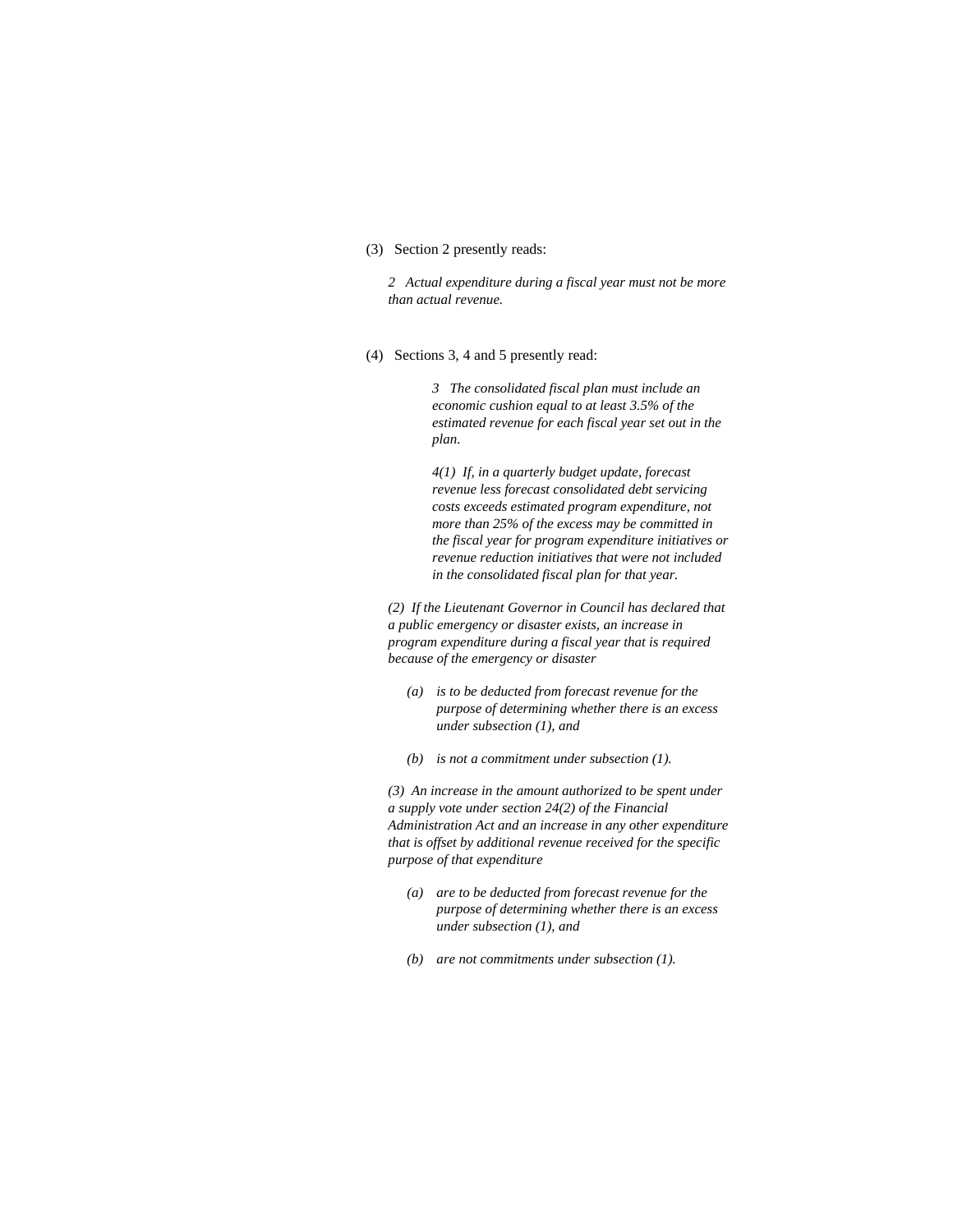(3) Section 2 presently reads:

*2 Actual expenditure during a fiscal year must not be more than actual revenue.*

(4) Sections 3, 4 and 5 presently read:

*3 The consolidated fiscal plan must include an economic cushion equal to at least 3.5% of the estimated revenue for each fiscal year set out in the plan.*

*4(1) If, in a quarterly budget update, forecast revenue less forecast consolidated debt servicing costs exceeds estimated program expenditure, not more than 25% of the excess may be committed in the fiscal year for program expenditure initiatives or revenue reduction initiatives that were not included in the consolidated fiscal plan for that year.*

*(2) If the Lieutenant Governor in Council has declared that a public emergency or disaster exists, an increase in program expenditure during a fiscal year that is required because of the emergency or disaster*

*(a) is to be deducted from forecast revenue for the purpose of determining whether there is an excess under subsection (1), and*

*(b) is not a commitment under subsection (1).*

*(3) An increase in the amount authorized to be spent under a supply vote under section 24(2) of the Financial Administration Act and an increase in any other expenditure that is offset by additional revenue received for the specific purpose of that expenditure*

*(a) are to be deducted from forecast revenue for the purpose of determining whether there is an excess under subsection (1), and*

*(b) are not commitments under subsection (1).*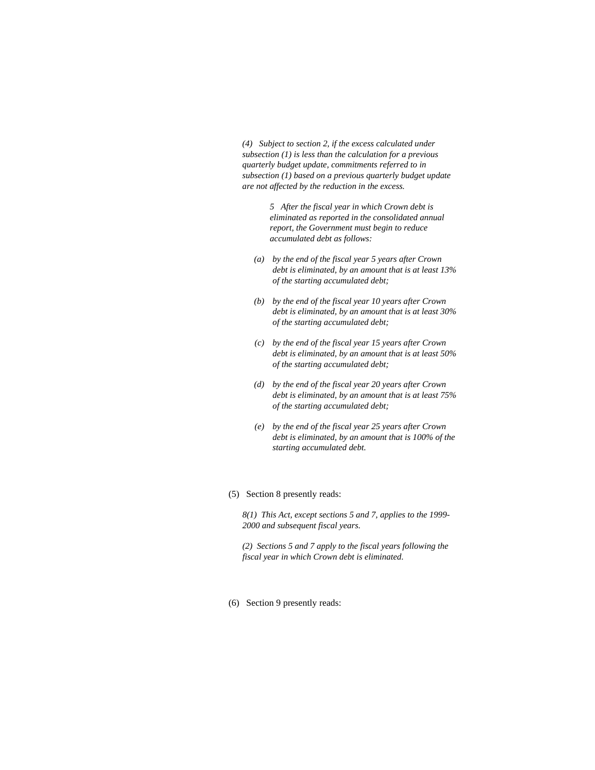*(4) Subject to section 2, if the excess calculated under subsection (1) is less than the calculation for a previous quarterly budget update, commitments referred to in subsection (1) based on a previous quarterly budget update are not affected by the reduction in the excess.*

*5 After the fiscal year in which Crown debt is eliminated as reported in the consolidated annual report, the Government must begin to reduce accumulated debt as follows:*

*(a) by the end of the fiscal year 5 years after Crown debt is eliminated, by an amount that is at least 13% of the starting accumulated debt;*

*(b) by the end of the fiscal year 10 years after Crown debt is eliminated, by an amount that is at least 30% of the starting accumulated debt;*

*(c) by the end of the fiscal year 15 years after Crown debt is eliminated, by an amount that is at least 50% of the starting accumulated debt;*

*(d) by the end of the fiscal year 20 years after Crown debt is eliminated, by an amount that is at least 75% of the starting accumulated debt;*

*(e) by the end of the fiscal year 25 years after Crown debt is eliminated, by an amount that is 100% of the starting accumulated debt.*

(5) Section 8 presently reads:

*8(1) This Act, except sections 5 and 7, applies to the 1999-2000 and subsequent fiscal years.*

*(2) Sections 5 and 7 apply to the fiscal years following the fiscal year in which Crown debt is eliminated.*

(6) Section 9 presently reads: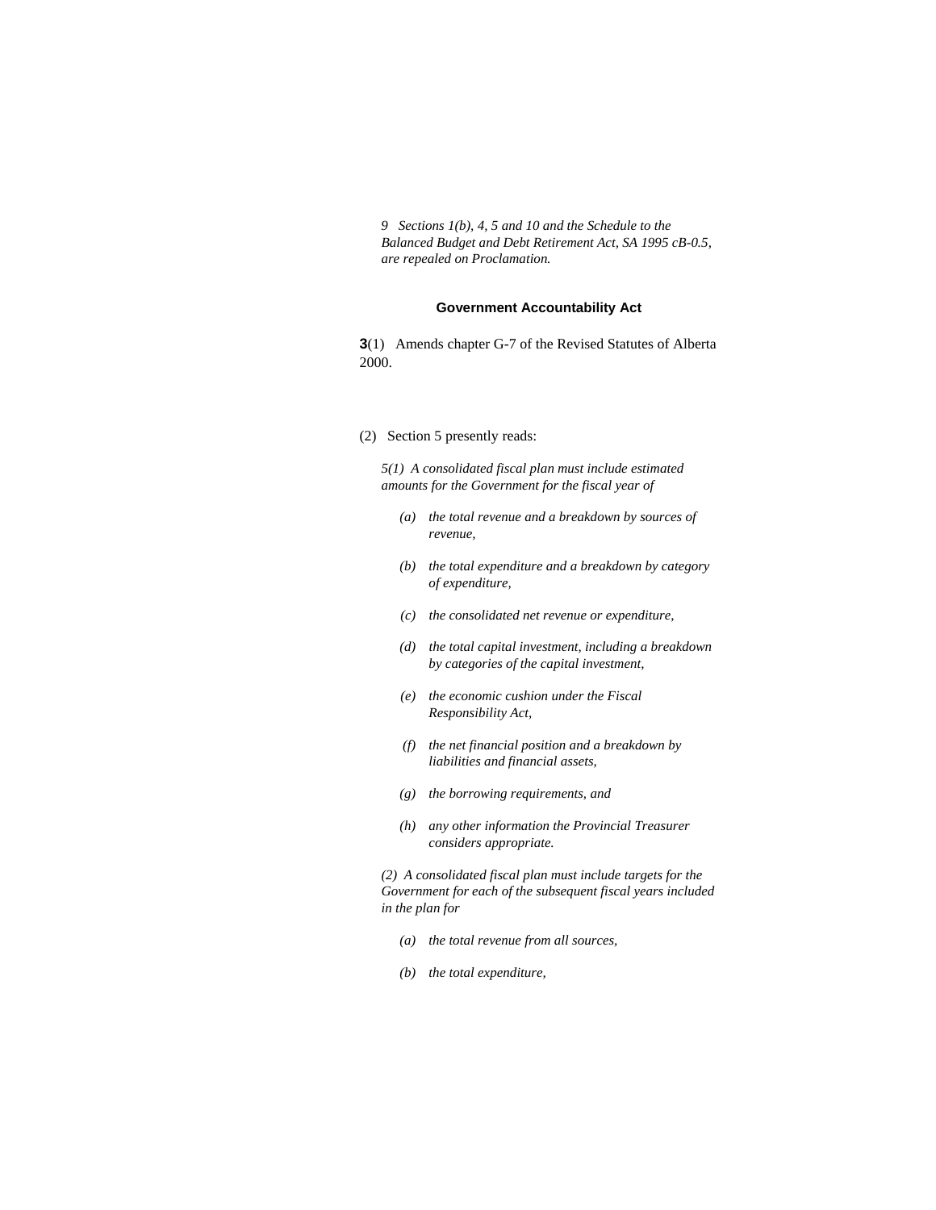*9 Sections 1(b), 4, 5 and 10 and the Schedule to the Balanced Budget and Debt Retirement Act, SA 1995 cB-0.5, are repealed on Proclamation.*

### Government Accountability Act

**3**(1) Amends chapter G-7 of the Revised Statutes of Alberta 2000.

(2) Section 5 presently reads:

*5(1) A consolidated fiscal plan must include estimated amounts for the Government for the fiscal year of*

- *(a) the total revenue and a breakdown by sources of revenue,*
- *(b) the total expenditure and a breakdown by category of expenditure,*
- *(c) the consolidated net revenue or expenditure,*
- *(d) the total capital investment, including a breakdown by categories of the capital investment,*
- *(e) the economic cushion under the Fiscal Responsibility Act,*
- *(f) the net financial position and a breakdown by liabilities and financial assets,*
- *(g) the borrowing requirements, and*
- *(h) any other information the Provincial Treasurer considers appropriate.*

*(2) A consolidated fiscal plan must include targets for the Government for each of the subsequent fiscal years included in the plan for*

- *(a) the total revenue from all sources,*
- *(b) the total expenditure,*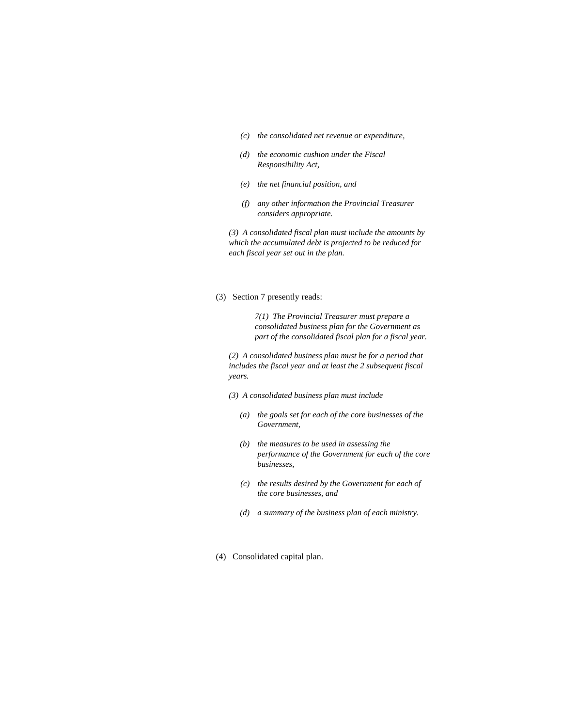*(c) the consolidated net revenue or expenditure,*

*(d) the economic cushion under the Fiscal Responsibility Act,*

*(e) the net financial position, and*

*(f) any other information the Provincial Treasurer considers appropriate.*

*(3) A consolidated fiscal plan must include the amounts by which the accumulated debt is projected to be reduced for each fiscal year set out in the plan.*

(3) Section 7 presently reads:

*7(1) The Provincial Treasurer must prepare a consolidated business plan for the Government as part of the consolidated fiscal plan for a fiscal year.*

*(2) A consolidated business plan must be for a period that includes the fiscal year and at least the 2 subsequent fiscal years.*

*(3) A consolidated business plan must include*

*(a) the goals set for each of the core businesses of the Government,*

*(b) the measures to be used in assessing the performance of the Government for each of the core businesses,*

*(c) the results desired by the Government for each of the core businesses, and*

*(d) a summary of the business plan of each ministry.*

(4) Consolidated capital plan.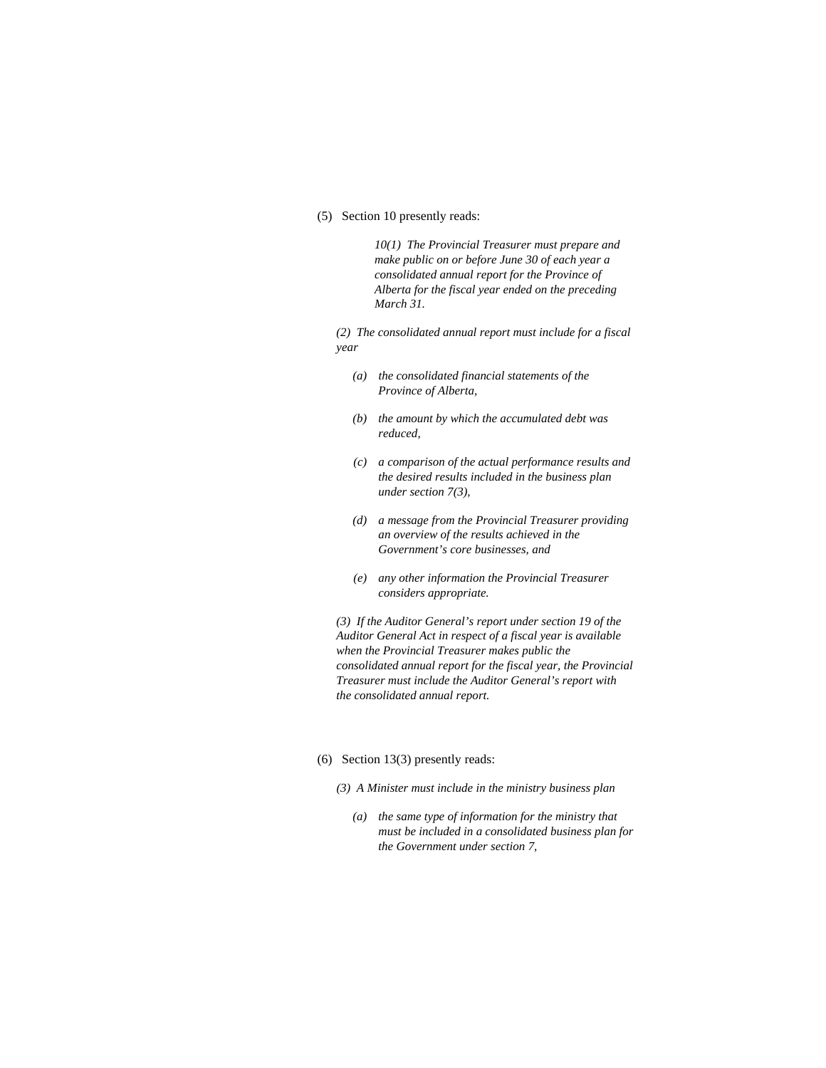(5) Section 10 presently reads:

*10(1) The Provincial Treasurer must prepare and make public on or before June 30 of each year a consolidated annual report for the Province of Alberta for the fiscal year ended on the preceding March 31.*

*(2) The consolidated annual report must include for a fiscal year*

*(a) the consolidated financial statements of the Province of Alberta,*

*(b) the amount by which the accumulated debt was reduced,*

*(c) a comparison of the actual performance results and the desired results included in the business plan under section 7(3),*

*(d) a message from the Provincial Treasurer providing an overview of the results achieved in the Government's core businesses, and*

*(e) any other information the Provincial Treasurer considers appropriate.*

*(3) If the Auditor General's report under section 19 of the Auditor General Act in respect of a fiscal year is available when the Provincial Treasurer makes public the consolidated annual report for the fiscal year, the Provincial Treasurer must include the Auditor General's report with the consolidated annual report.*

(6) Section 13(3) presently reads:

*(3) A Minister must include in the ministry business plan*

*(a) the same type of information for the ministry that must be included in a consolidated business plan for the Government under section 7,*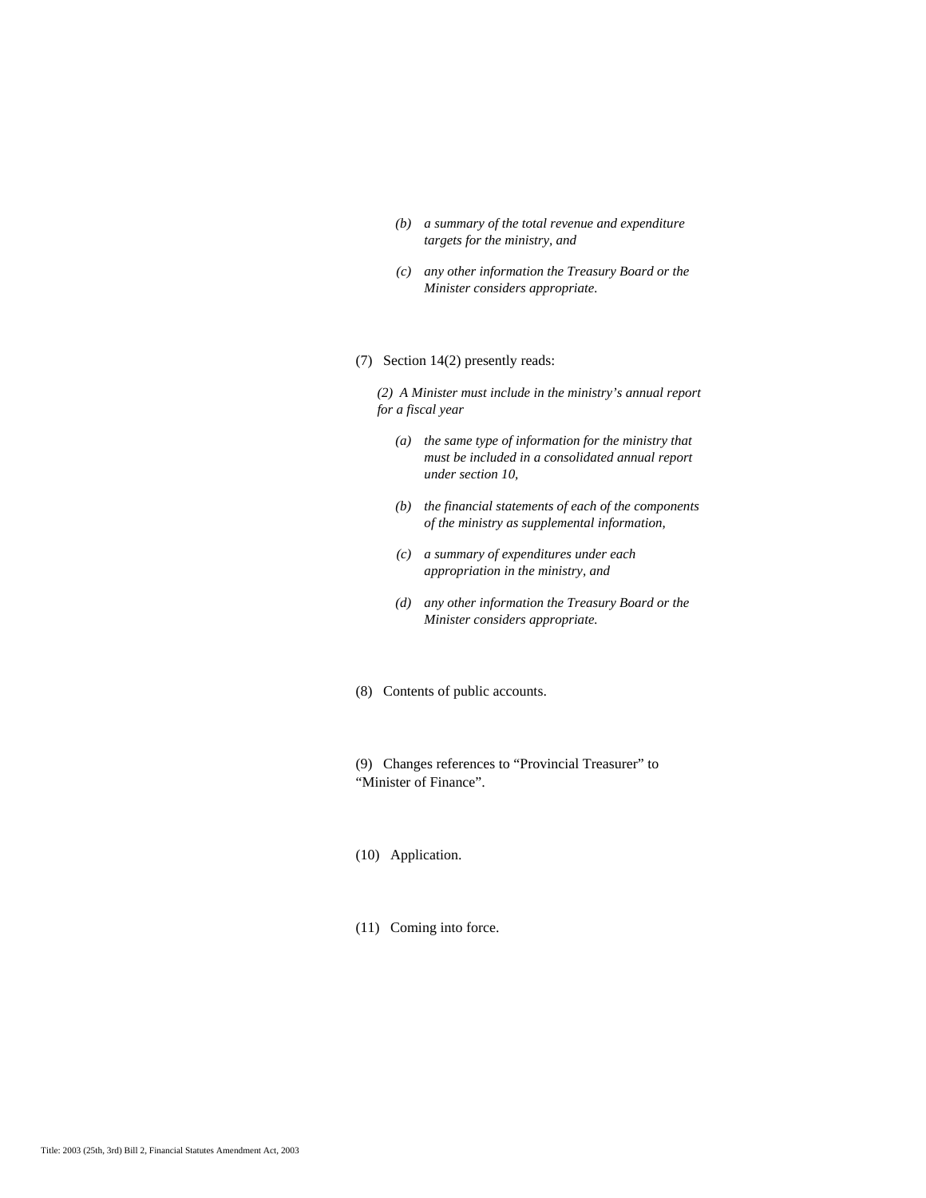*(b) a summary of the total revenue and expenditure targets for the ministry, and*

*(c) any other information the Treasury Board or the Minister considers appropriate.*

(7) Section 14(2) presently reads:

*(2) A Minister must include in the ministry's annual report for a fiscal year*

*(a) the same type of information for the ministry that must be included in a consolidated annual report under section 10,*

*(b) the financial statements of each of the components of the ministry as supplemental information,*

*(c) a summary of expenditures under each appropriation in the ministry, and*

*(d) any other information the Treasury Board or the Minister considers appropriate.*

(8) Contents of public accounts.

(9) Changes references to "Provincial Treasurer" to "Minister of Finance".

(10) Application.

(11) Coming into force.